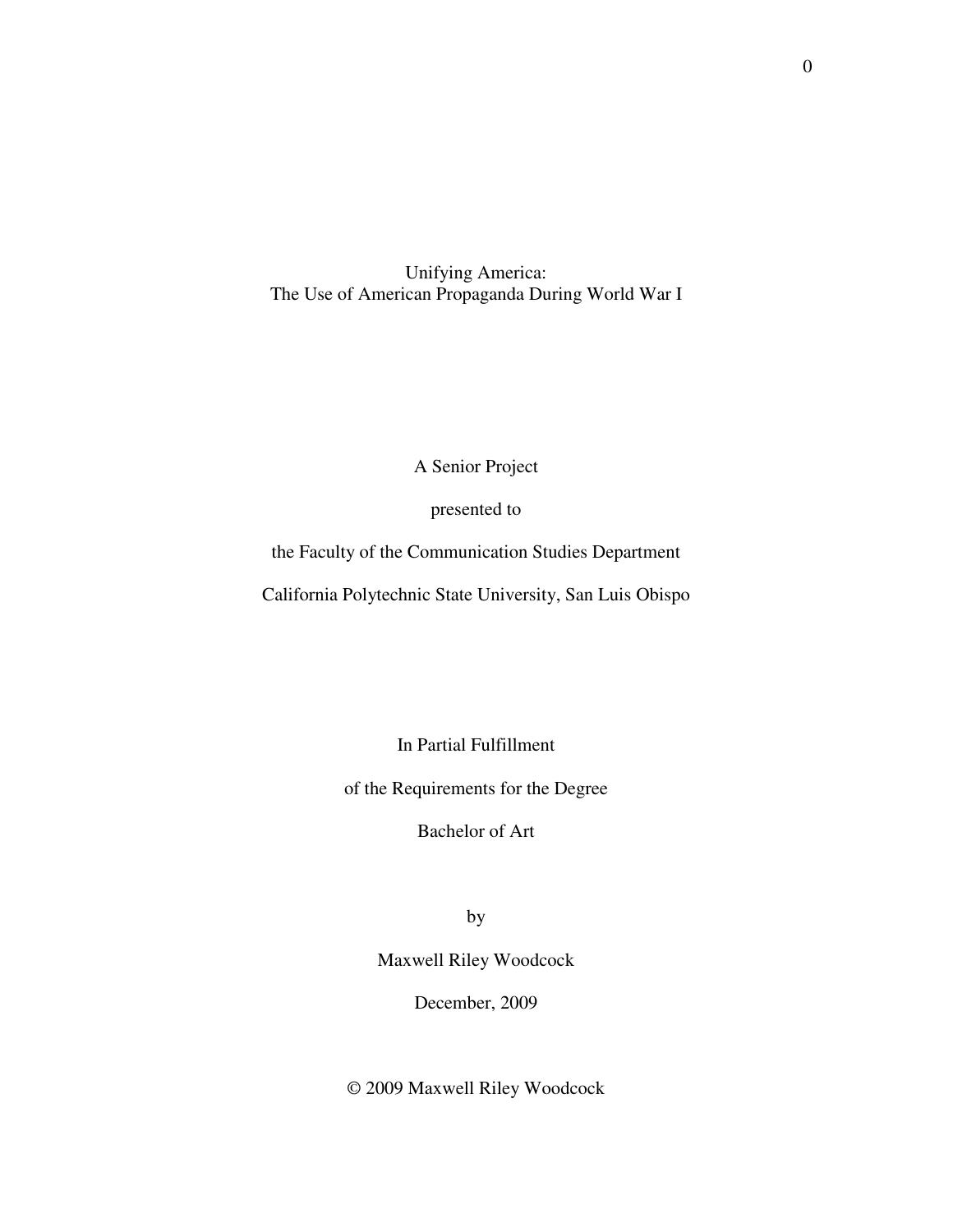# Unifying America:
# The Use of American Propaganda During World War I

A Senior Project

presented to

the Faculty of the Communication Studies Department

California Polytechnic State University, San Luis Obispo

In Partial Fulfillment

of the Requirements for the Degree

Bachelor of Art

by

Maxwell Riley Woodcock

December, 2009

© 2009 Maxwell Riley Woodcock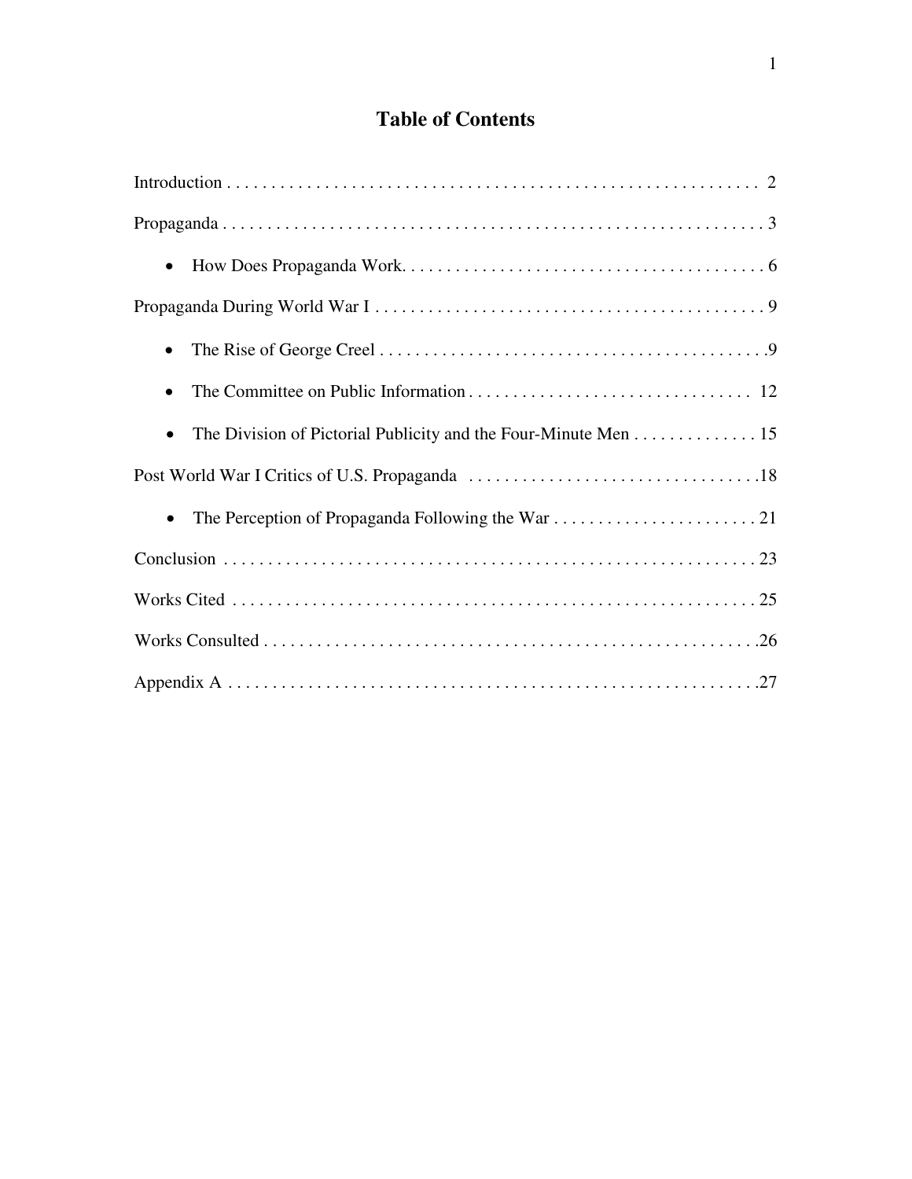# Table of Contents

Introduction . . . . . . . . . . . . . . . . . . . . . . . . . . . . . . . . . . . . . . . . . . . . . . . . . . . . . . . . . . . . . 2

Propaganda . . . . . . . . . . . . . . . . . . . . . . . . . . . . . . . . . . . . . . . . . . . . . . . . . . . . . . . . . . . . . . 3

- How Does Propaganda Work. . . . . . . . . . . . . . . . . . . . . . . . . . . . . . . . . . . . . . . . . . 6

Propaganda During World War I . . . . . . . . . . . . . . . . . . . . . . . . . . . . . . . . . . . . . . . . . . . . 9

- The Rise of George Creel . . . . . . . . . . . . . . . . . . . . . . . . . . . . . . . . . . . . . . . . . . . . .9
- The Committee on Public Information . . . . . . . . . . . . . . . . . . . . . . . . . . . . . . . . 12
- The Division of Pictorial Publicity and the Four-Minute Men . . . . . . . . . . . . . . 15

Post World War I Critics of U.S. Propaganda . . . . . . . . . . . . . . . . . . . . . . . . . . . . . . . . .18

- The Perception of Propaganda Following the War . . . . . . . . . . . . . . . . . . . . . . . 21

Conclusion . . . . . . . . . . . . . . . . . . . . . . . . . . . . . . . . . . . . . . . . . . . . . . . . . . . . . . . . . . . . . 23

Works Cited . . . . . . . . . . . . . . . . . . . . . . . . . . . . . . . . . . . . . . . . . . . . . . . . . . . . . . . . . . . . 25

Works Consulted . . . . . . . . . . . . . . . . . . . . . . . . . . . . . . . . . . . . . . . . . . . . . . . . . . . . . . . .26

Appendix A . . . . . . . . . . . . . . . . . . . . . . . . . . . . . . . . . . . . . . . . . . . . . . . . . . . . . . . . . . . .27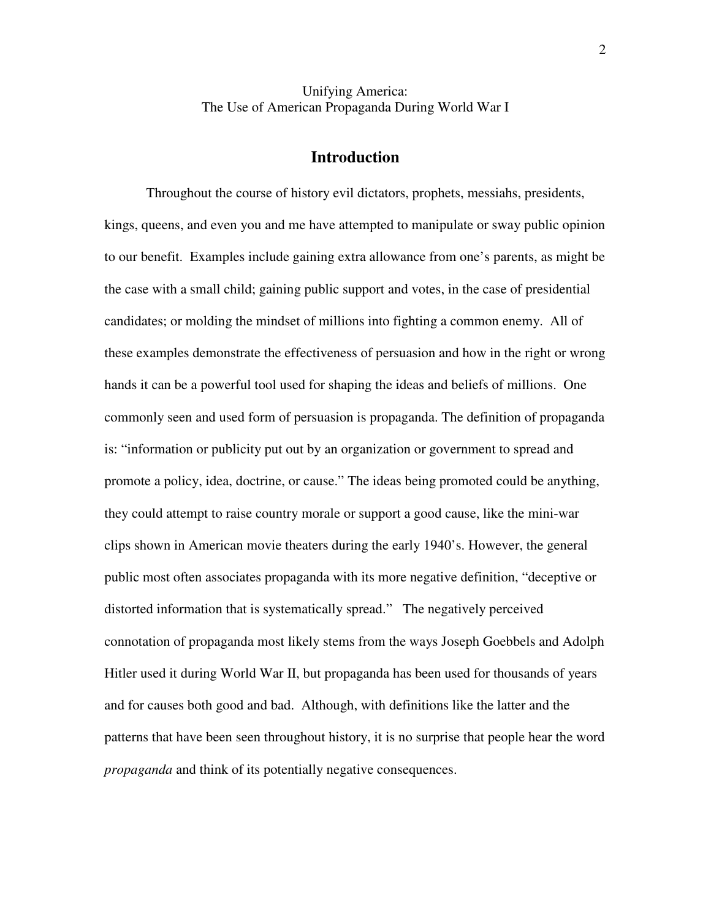Unifying America:
The Use of American Propaganda During World War I

## Introduction

Throughout the course of history evil dictators, prophets, messiahs, presidents, kings, queens, and even you and me have attempted to manipulate or sway public opinion to our benefit. Examples include gaining extra allowance from one's parents, as might be the case with a small child; gaining public support and votes, in the case of presidential candidates; or molding the mindset of millions into fighting a common enemy. All of these examples demonstrate the effectiveness of persuasion and how in the right or wrong hands it can be a powerful tool used for shaping the ideas and beliefs of millions. One commonly seen and used form of persuasion is propaganda. The definition of propaganda is: "information or publicity put out by an organization or government to spread and promote a policy, idea, doctrine, or cause." The ideas being promoted could be anything, they could attempt to raise country morale or support a good cause, like the mini-war clips shown in American movie theaters during the early 1940's. However, the general public most often associates propaganda with its more negative definition, "deceptive or distorted information that is systematically spread." The negatively perceived connotation of propaganda most likely stems from the ways Joseph Goebbels and Adolph Hitler used it during World War II, but propaganda has been used for thousands of years and for causes both good and bad. Although, with definitions like the latter and the patterns that have been seen throughout history, it is no surprise that people hear the word *propaganda* and think of its potentially negative consequences.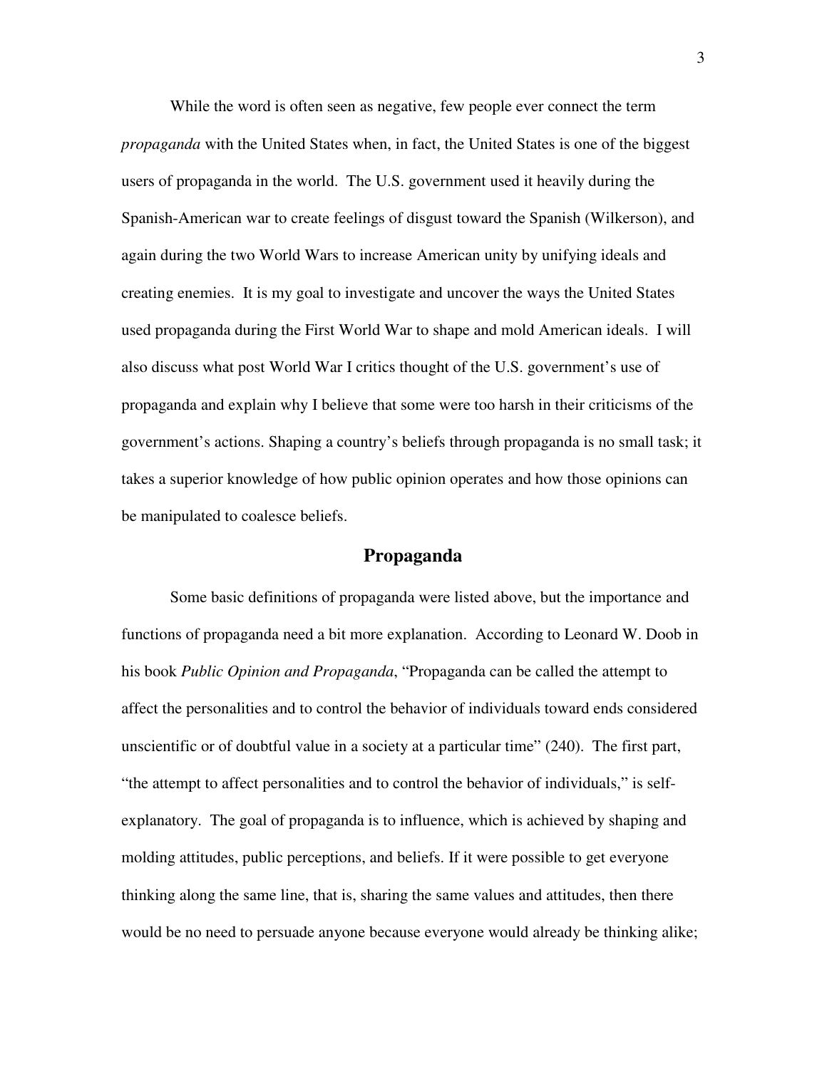While the word is often seen as negative, few people ever connect the term *propaganda* with the United States when, in fact, the United States is one of the biggest users of propaganda in the world. The U.S. government used it heavily during the Spanish-American war to create feelings of disgust toward the Spanish (Wilkerson), and again during the two World Wars to increase American unity by unifying ideals and creating enemies. It is my goal to investigate and uncover the ways the United States used propaganda during the First World War to shape and mold American ideals. I will also discuss what post World War I critics thought of the U.S. government's use of propaganda and explain why I believe that some were too harsh in their criticisms of the government's actions. Shaping a country's beliefs through propaganda is no small task; it takes a superior knowledge of how public opinion operates and how those opinions can be manipulated to coalesce beliefs.

## Propaganda

Some basic definitions of propaganda were listed above, but the importance and functions of propaganda need a bit more explanation. According to Leonard W. Doob in his book *Public Opinion and Propaganda*, "Propaganda can be called the attempt to affect the personalities and to control the behavior of individuals toward ends considered unscientific or of doubtful value in a society at a particular time" (240). The first part, "the attempt to affect personalities and to control the behavior of individuals," is self-explanatory. The goal of propaganda is to influence, which is achieved by shaping and molding attitudes, public perceptions, and beliefs. If it were possible to get everyone thinking along the same line, that is, sharing the same values and attitudes, then there would be no need to persuade anyone because everyone would already be thinking alike;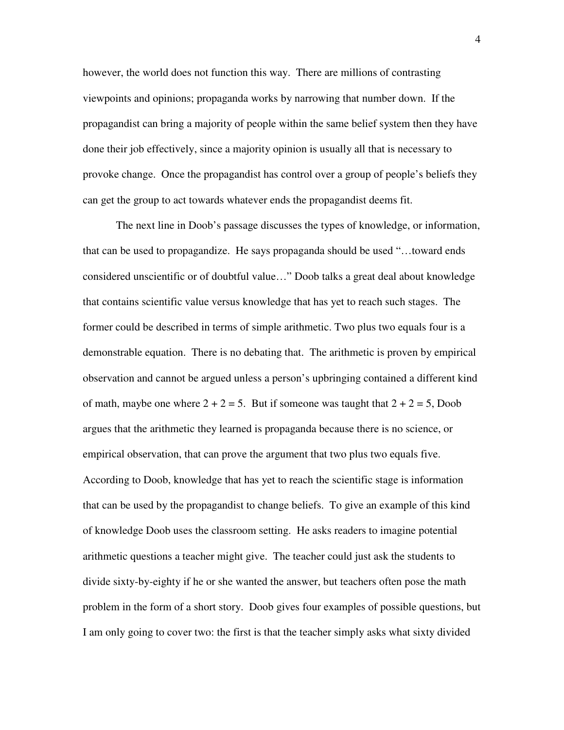however, the world does not function this way. There are millions of contrasting viewpoints and opinions; propaganda works by narrowing that number down. If the propagandist can bring a majority of people within the same belief system then they have done their job effectively, since a majority opinion is usually all that is necessary to provoke change. Once the propagandist has control over a group of people's beliefs they can get the group to act towards whatever ends the propagandist deems fit.

The next line in Doob's passage discusses the types of knowledge, or information, that can be used to propagandize. He says propaganda should be used "…toward ends considered unscientific or of doubtful value…" Doob talks a great deal about knowledge that contains scientific value versus knowledge that has yet to reach such stages. The former could be described in terms of simple arithmetic. Two plus two equals four is a demonstrable equation. There is no debating that. The arithmetic is proven by empirical observation and cannot be argued unless a person's upbringing contained a different kind of math, maybe one where $2 + 2 = 5$. But if someone was taught that $2 + 2 = 5$, Doob argues that the arithmetic they learned is propaganda because there is no science, or empirical observation, that can prove the argument that two plus two equals five. According to Doob, knowledge that has yet to reach the scientific stage is information that can be used by the propagandist to change beliefs. To give an example of this kind of knowledge Doob uses the classroom setting. He asks readers to imagine potential arithmetic questions a teacher might give. The teacher could just ask the students to divide sixty-by-eighty if he or she wanted the answer, but teachers often pose the math problem in the form of a short story. Doob gives four examples of possible questions, but I am only going to cover two: the first is that the teacher simply asks what sixty divided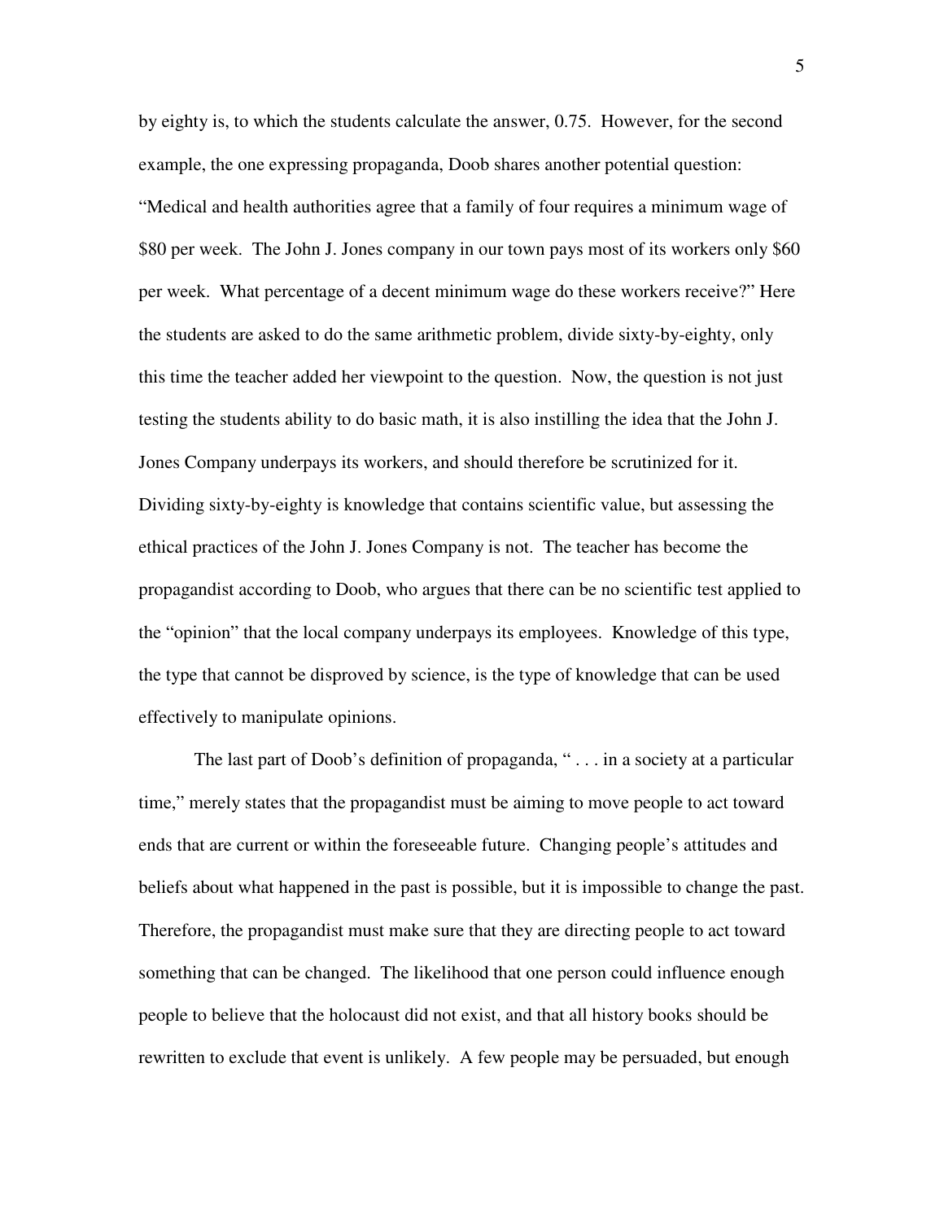by eighty is, to which the students calculate the answer, 0.75. However, for the second example, the one expressing propaganda, Doob shares another potential question: "Medical and health authorities agree that a family of four requires a minimum wage of $80 per week. The John J. Jones company in our town pays most of its workers only $60 per week. What percentage of a decent minimum wage do these workers receive?" Here the students are asked to do the same arithmetic problem, divide sixty-by-eighty, only this time the teacher added her viewpoint to the question. Now, the question is not just testing the students ability to do basic math, it is also instilling the idea that the John J. Jones Company underpays its workers, and should therefore be scrutinized for it. Dividing sixty-by-eighty is knowledge that contains scientific value, but assessing the ethical practices of the John J. Jones Company is not. The teacher has become the propagandist according to Doob, who argues that there can be no scientific test applied to the "opinion" that the local company underpays its employees. Knowledge of this type, the type that cannot be disproved by science, is the type of knowledge that can be used effectively to manipulate opinions.

The last part of Doob's definition of propaganda, " . . . in a society at a particular time," merely states that the propagandist must be aiming to move people to act toward ends that are current or within the foreseeable future. Changing people's attitudes and beliefs about what happened in the past is possible, but it is impossible to change the past. Therefore, the propagandist must make sure that they are directing people to act toward something that can be changed. The likelihood that one person could influence enough people to believe that the holocaust did not exist, and that all history books should be rewritten to exclude that event is unlikely. A few people may be persuaded, but enough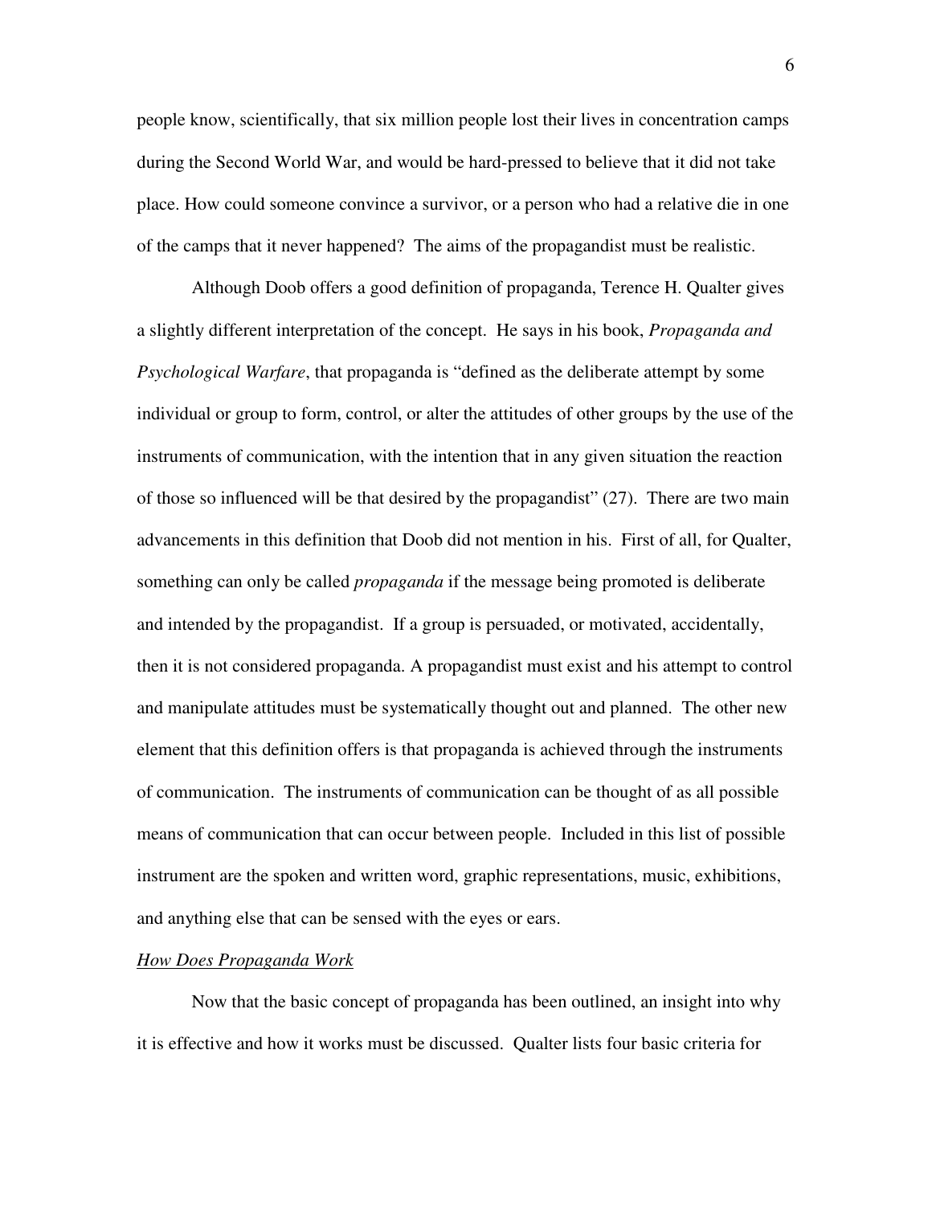people know, scientifically, that six million people lost their lives in concentration camps during the Second World War, and would be hard-pressed to believe that it did not take place. How could someone convince a survivor, or a person who had a relative die in one of the camps that it never happened? The aims of the propagandist must be realistic.

Although Doob offers a good definition of propaganda, Terence H. Qualter gives a slightly different interpretation of the concept. He says in his book, *Propaganda and Psychological Warfare*, that propaganda is "defined as the deliberate attempt by some individual or group to form, control, or alter the attitudes of other groups by the use of the instruments of communication, with the intention that in any given situation the reaction of those so influenced will be that desired by the propagandist" (27). There are two main advancements in this definition that Doob did not mention in his. First of all, for Qualter, something can only be called *propaganda* if the message being promoted is deliberate and intended by the propagandist. If a group is persuaded, or motivated, accidentally, then it is not considered propaganda. A propagandist must exist and his attempt to control and manipulate attitudes must be systematically thought out and planned. The other new element that this definition offers is that propaganda is achieved through the instruments of communication. The instruments of communication can be thought of as all possible means of communication that can occur between people. Included in this list of possible instrument are the spoken and written word, graphic representations, music, exhibitions, and anything else that can be sensed with the eyes or ears.

## How Does Propaganda Work

Now that the basic concept of propaganda has been outlined, an insight into why it is effective and how it works must be discussed. Qualter lists four basic criteria for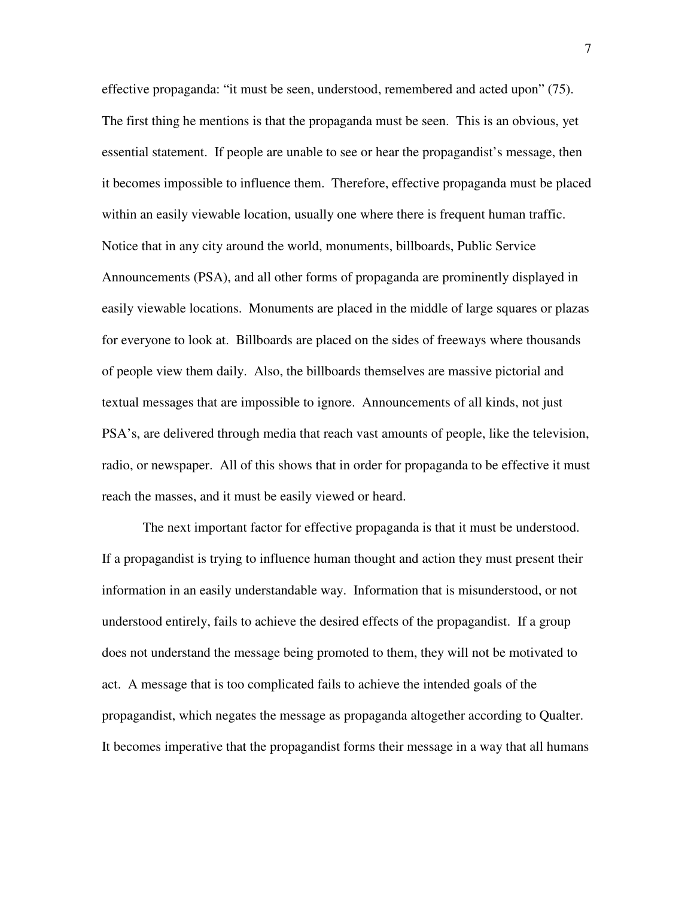effective propaganda: "it must be seen, understood, remembered and acted upon" (75). The first thing he mentions is that the propaganda must be seen. This is an obvious, yet essential statement. If people are unable to see or hear the propagandist's message, then it becomes impossible to influence them. Therefore, effective propaganda must be placed within an easily viewable location, usually one where there is frequent human traffic. Notice that in any city around the world, monuments, billboards, Public Service Announcements (PSA), and all other forms of propaganda are prominently displayed in easily viewable locations. Monuments are placed in the middle of large squares or plazas for everyone to look at. Billboards are placed on the sides of freeways where thousands of people view them daily. Also, the billboards themselves are massive pictorial and textual messages that are impossible to ignore. Announcements of all kinds, not just PSA's, are delivered through media that reach vast amounts of people, like the television, radio, or newspaper. All of this shows that in order for propaganda to be effective it must reach the masses, and it must be easily viewed or heard.

The next important factor for effective propaganda is that it must be understood. If a propagandist is trying to influence human thought and action they must present their information in an easily understandable way. Information that is misunderstood, or not understood entirely, fails to achieve the desired effects of the propagandist. If a group does not understand the message being promoted to them, they will not be motivated to act. A message that is too complicated fails to achieve the intended goals of the propagandist, which negates the message as propaganda altogether according to Qualter. It becomes imperative that the propagandist forms their message in a way that all humans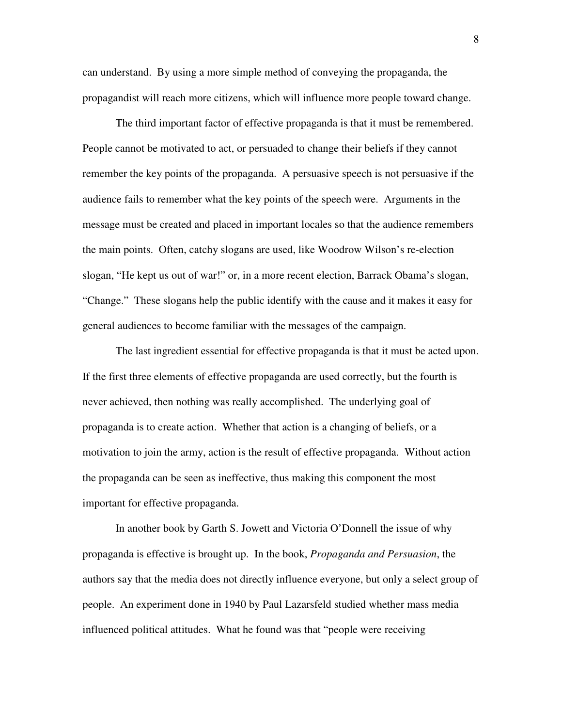can understand. By using a more simple method of conveying the propaganda, the propagandist will reach more citizens, which will influence more people toward change.

The third important factor of effective propaganda is that it must be remembered. People cannot be motivated to act, or persuaded to change their beliefs if they cannot remember the key points of the propaganda. A persuasive speech is not persuasive if the audience fails to remember what the key points of the speech were. Arguments in the message must be created and placed in important locales so that the audience remembers the main points. Often, catchy slogans are used, like Woodrow Wilson's re-election slogan, "He kept us out of war!" or, in a more recent election, Barrack Obama's slogan, "Change." These slogans help the public identify with the cause and it makes it easy for general audiences to become familiar with the messages of the campaign.

The last ingredient essential for effective propaganda is that it must be acted upon. If the first three elements of effective propaganda are used correctly, but the fourth is never achieved, then nothing was really accomplished. The underlying goal of propaganda is to create action. Whether that action is a changing of beliefs, or a motivation to join the army, action is the result of effective propaganda. Without action the propaganda can be seen as ineffective, thus making this component the most important for effective propaganda.

In another book by Garth S. Jowett and Victoria O'Donnell the issue of why propaganda is effective is brought up. In the book, *Propaganda and Persuasion*, the authors say that the media does not directly influence everyone, but only a select group of people. An experiment done in 1940 by Paul Lazarsfeld studied whether mass media influenced political attitudes. What he found was that "people were receiving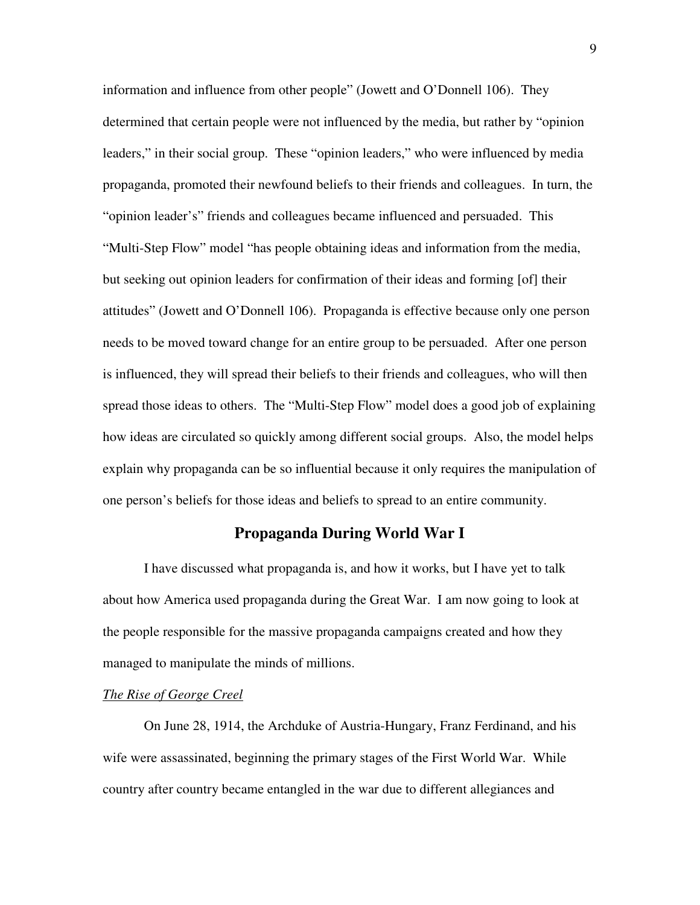information and influence from other people" (Jowett and O'Donnell 106). They determined that certain people were not influenced by the media, but rather by "opinion leaders," in their social group. These "opinion leaders," who were influenced by media propaganda, promoted their newfound beliefs to their friends and colleagues. In turn, the "opinion leader's" friends and colleagues became influenced and persuaded. This "Multi-Step Flow" model "has people obtaining ideas and information from the media, but seeking out opinion leaders for confirmation of their ideas and forming [of] their attitudes" (Jowett and O'Donnell 106). Propaganda is effective because only one person needs to be moved toward change for an entire group to be persuaded. After one person is influenced, they will spread their beliefs to their friends and colleagues, who will then spread those ideas to others. The "Multi-Step Flow" model does a good job of explaining how ideas are circulated so quickly among different social groups. Also, the model helps explain why propaganda can be so influential because it only requires the manipulation of one person's beliefs for those ideas and beliefs to spread to an entire community.

## Propaganda During World War I

I have discussed what propaganda is, and how it works, but I have yet to talk about how America used propaganda during the Great War. I am now going to look at the people responsible for the massive propaganda campaigns created and how they managed to manipulate the minds of millions.

### *The Rise of George Creel*

On June 28, 1914, the Archduke of Austria-Hungary, Franz Ferdinand, and his wife were assassinated, beginning the primary stages of the First World War. While country after country became entangled in the war due to different allegiances and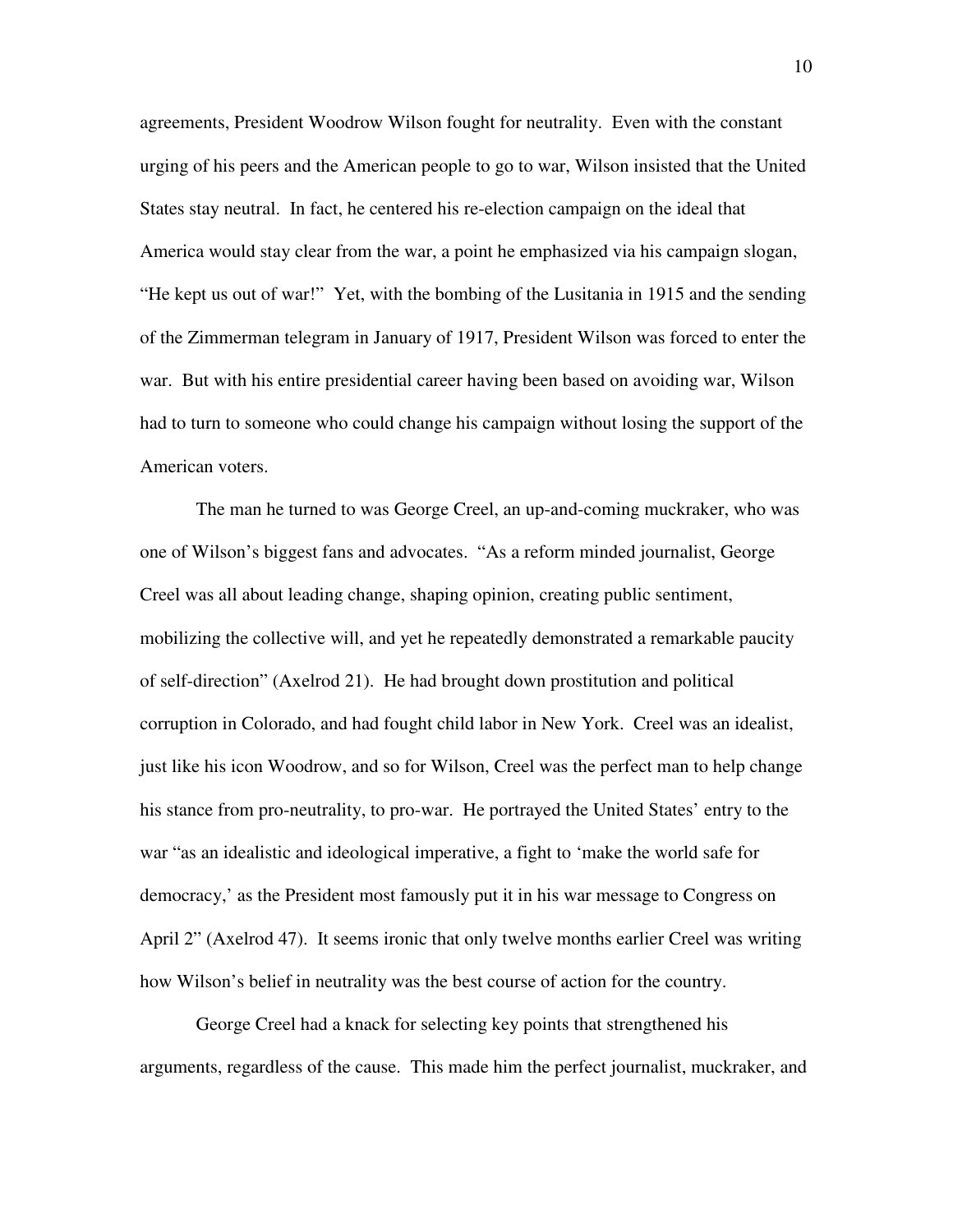agreements, President Woodrow Wilson fought for neutrality. Even with the constant urging of his peers and the American people to go to war, Wilson insisted that the United States stay neutral. In fact, he centered his re-election campaign on the ideal that America would stay clear from the war, a point he emphasized via his campaign slogan, "He kept us out of war!" Yet, with the bombing of the Lusitania in 1915 and the sending of the Zimmerman telegram in January of 1917, President Wilson was forced to enter the war. But with his entire presidential career having been based on avoiding war, Wilson had to turn to someone who could change his campaign without losing the support of the American voters.

The man he turned to was George Creel, an up-and-coming muckraker, who was one of Wilson's biggest fans and advocates. "As a reform minded journalist, George Creel was all about leading change, shaping opinion, creating public sentiment, mobilizing the collective will, and yet he repeatedly demonstrated a remarkable paucity of self-direction" (Axelrod 21). He had brought down prostitution and political corruption in Colorado, and had fought child labor in New York. Creel was an idealist, just like his icon Woodrow, and so for Wilson, Creel was the perfect man to help change his stance from pro-neutrality, to pro-war. He portrayed the United States' entry to the war "as an idealistic and ideological imperative, a fight to 'make the world safe for democracy,' as the President most famously put it in his war message to Congress on April 2" (Axelrod 47). It seems ironic that only twelve months earlier Creel was writing how Wilson's belief in neutrality was the best course of action for the country.

George Creel had a knack for selecting key points that strengthened his arguments, regardless of the cause. This made him the perfect journalist, muckraker, and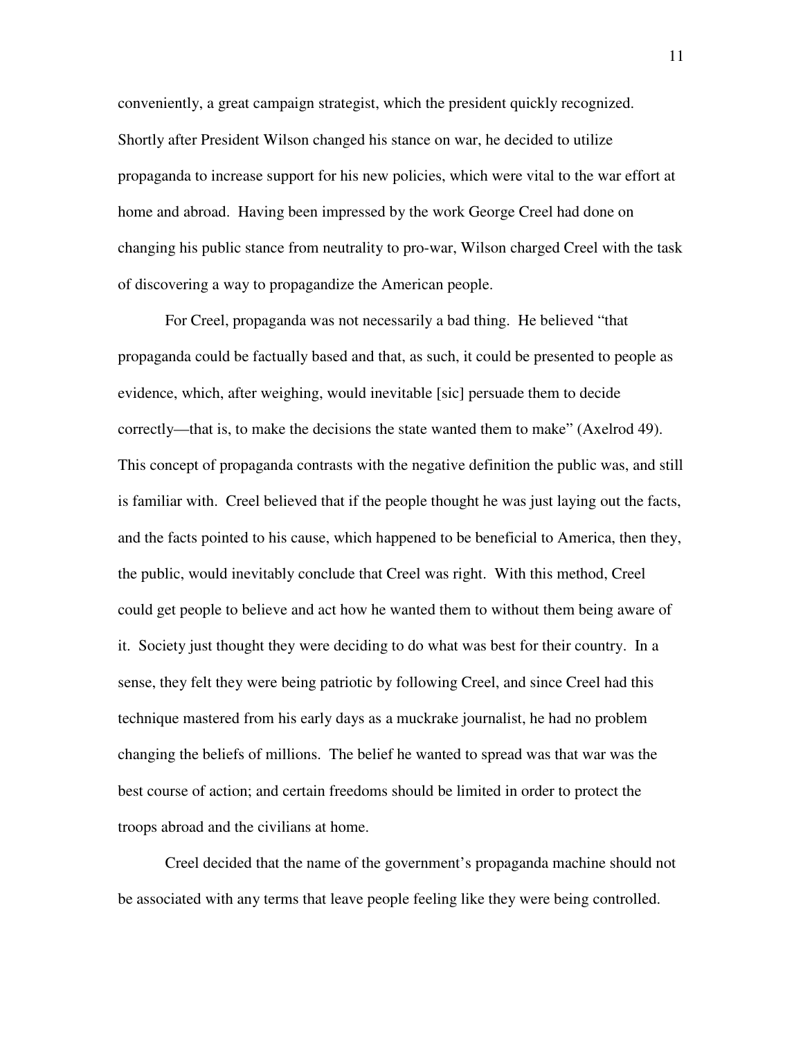conveniently, a great campaign strategist, which the president quickly recognized. Shortly after President Wilson changed his stance on war, he decided to utilize propaganda to increase support for his new policies, which were vital to the war effort at home and abroad. Having been impressed by the work George Creel had done on changing his public stance from neutrality to pro-war, Wilson charged Creel with the task of discovering a way to propagandize the American people.

For Creel, propaganda was not necessarily a bad thing. He believed "that propaganda could be factually based and that, as such, it could be presented to people as evidence, which, after weighing, would inevitable [sic] persuade them to decide correctly—that is, to make the decisions the state wanted them to make" (Axelrod 49). This concept of propaganda contrasts with the negative definition the public was, and still is familiar with. Creel believed that if the people thought he was just laying out the facts, and the facts pointed to his cause, which happened to be beneficial to America, then they, the public, would inevitably conclude that Creel was right. With this method, Creel could get people to believe and act how he wanted them to without them being aware of it. Society just thought they were deciding to do what was best for their country. In a sense, they felt they were being patriotic by following Creel, and since Creel had this technique mastered from his early days as a muckrake journalist, he had no problem changing the beliefs of millions. The belief he wanted to spread was that war was the best course of action; and certain freedoms should be limited in order to protect the troops abroad and the civilians at home.

Creel decided that the name of the government's propaganda machine should not be associated with any terms that leave people feeling like they were being controlled.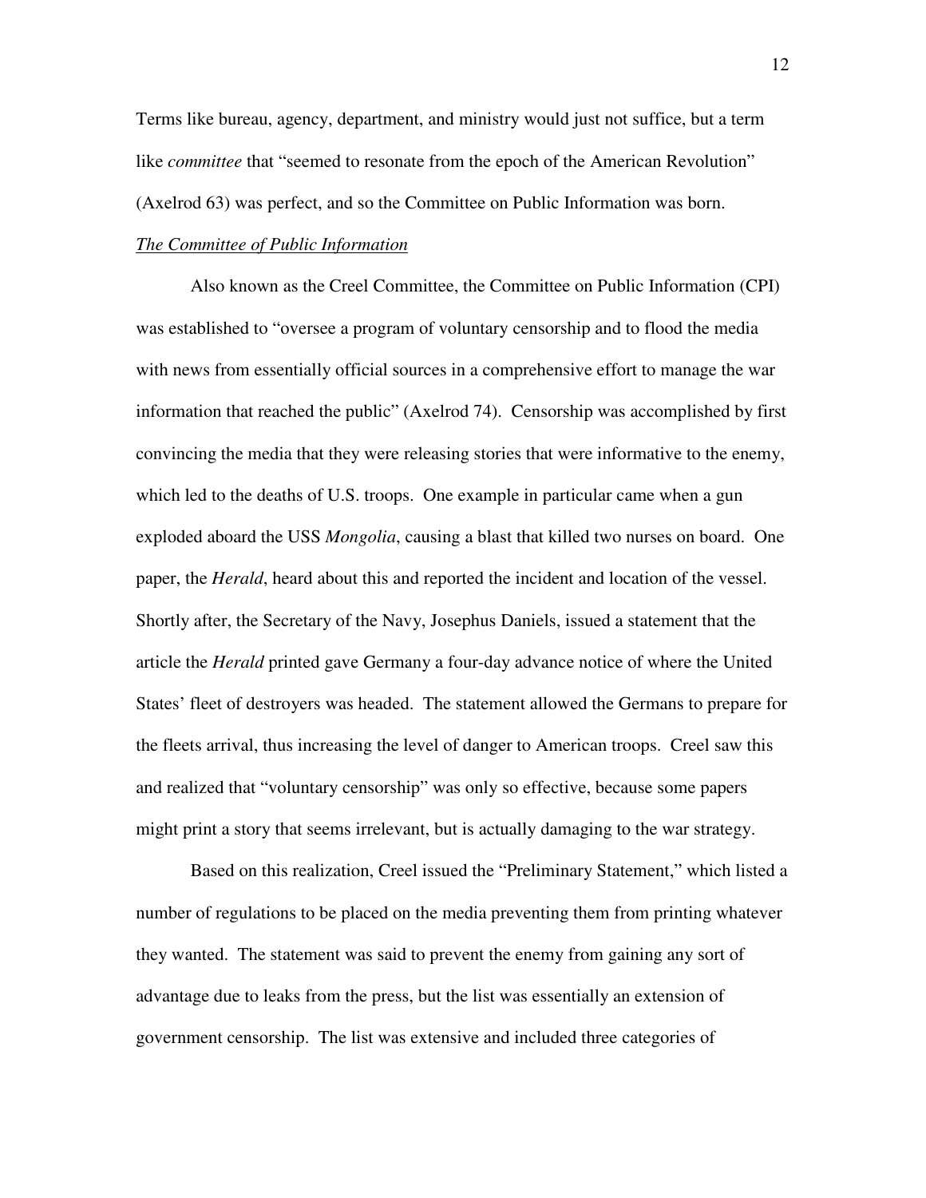Terms like bureau, agency, department, and ministry would just not suffice, but a term like *committee* that "seemed to resonate from the epoch of the American Revolution" (Axelrod 63) was perfect, and so the Committee on Public Information was born.

*The Committee of Public Information*

Also known as the Creel Committee, the Committee on Public Information (CPI) was established to "oversee a program of voluntary censorship and to flood the media with news from essentially official sources in a comprehensive effort to manage the war information that reached the public" (Axelrod 74). Censorship was accomplished by first convincing the media that they were releasing stories that were informative to the enemy, which led to the deaths of U.S. troops. One example in particular came when a gun exploded aboard the USS *Mongolia*, causing a blast that killed two nurses on board. One paper, the *Herald*, heard about this and reported the incident and location of the vessel. Shortly after, the Secretary of the Navy, Josephus Daniels, issued a statement that the article the *Herald* printed gave Germany a four-day advance notice of where the United States' fleet of destroyers was headed. The statement allowed the Germans to prepare for the fleets arrival, thus increasing the level of danger to American troops. Creel saw this and realized that "voluntary censorship" was only so effective, because some papers might print a story that seems irrelevant, but is actually damaging to the war strategy.

Based on this realization, Creel issued the "Preliminary Statement," which listed a number of regulations to be placed on the media preventing them from printing whatever they wanted. The statement was said to prevent the enemy from gaining any sort of advantage due to leaks from the press, but the list was essentially an extension of government censorship. The list was extensive and included three categories of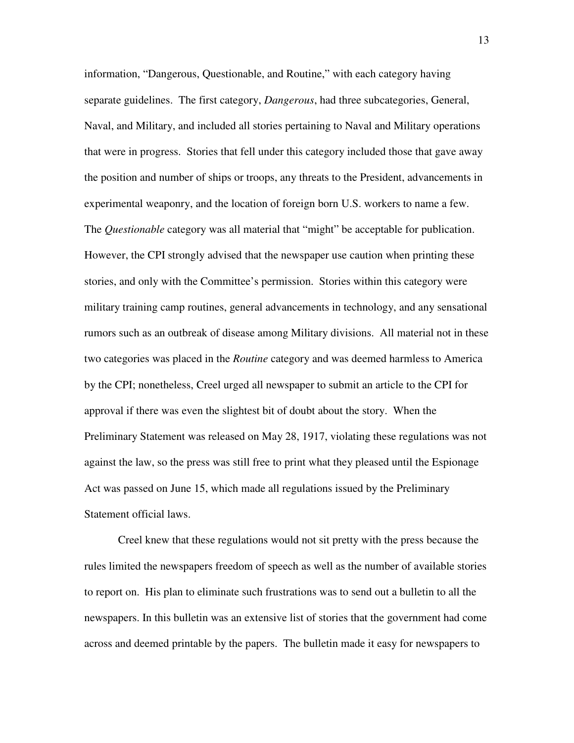information, "Dangerous, Questionable, and Routine," with each category having separate guidelines. The first category, *Dangerous*, had three subcategories, General, Naval, and Military, and included all stories pertaining to Naval and Military operations that were in progress. Stories that fell under this category included those that gave away the position and number of ships or troops, any threats to the President, advancements in experimental weaponry, and the location of foreign born U.S. workers to name a few. The *Questionable* category was all material that "might" be acceptable for publication. However, the CPI strongly advised that the newspaper use caution when printing these stories, and only with the Committee's permission. Stories within this category were military training camp routines, general advancements in technology, and any sensational rumors such as an outbreak of disease among Military divisions. All material not in these two categories was placed in the *Routine* category and was deemed harmless to America by the CPI; nonetheless, Creel urged all newspaper to submit an article to the CPI for approval if there was even the slightest bit of doubt about the story. When the Preliminary Statement was released on May 28, 1917, violating these regulations was not against the law, so the press was still free to print what they pleased until the Espionage Act was passed on June 15, which made all regulations issued by the Preliminary Statement official laws.

Creel knew that these regulations would not sit pretty with the press because the rules limited the newspapers freedom of speech as well as the number of available stories to report on. His plan to eliminate such frustrations was to send out a bulletin to all the newspapers. In this bulletin was an extensive list of stories that the government had come across and deemed printable by the papers. The bulletin made it easy for newspapers to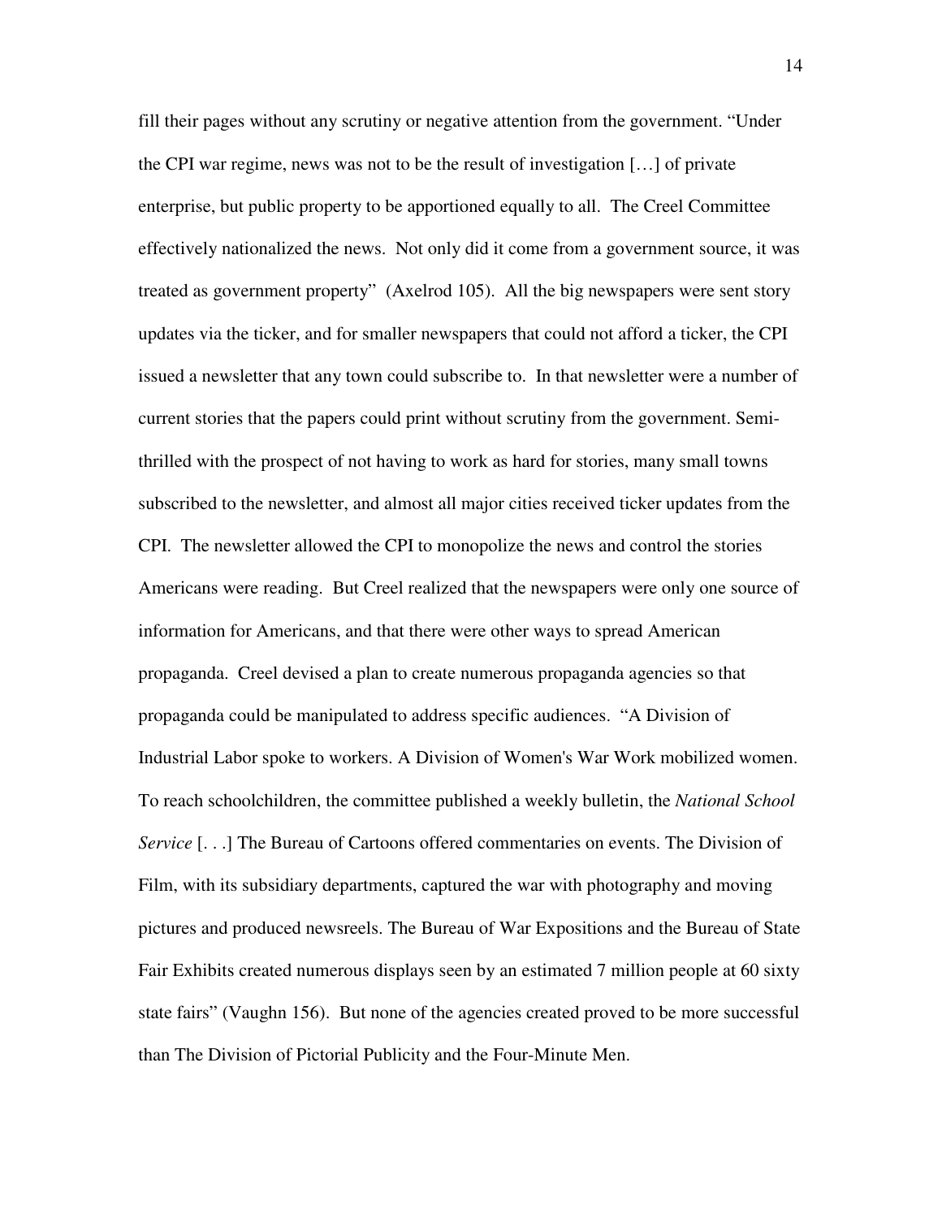fill their pages without any scrutiny or negative attention from the government. "Under the CPI war regime, news was not to be the result of investigation […] of private enterprise, but public property to be apportioned equally to all. The Creel Committee effectively nationalized the news. Not only did it come from a government source, it was treated as government property" (Axelrod 105). All the big newspapers were sent story updates via the ticker, and for smaller newspapers that could not afford a ticker, the CPI issued a newsletter that any town could subscribe to. In that newsletter were a number of current stories that the papers could print without scrutiny from the government. Semi-thrilled with the prospect of not having to work as hard for stories, many small towns subscribed to the newsletter, and almost all major cities received ticker updates from the CPI. The newsletter allowed the CPI to monopolize the news and control the stories Americans were reading. But Creel realized that the newspapers were only one source of information for Americans, and that there were other ways to spread American propaganda. Creel devised a plan to create numerous propaganda agencies so that propaganda could be manipulated to address specific audiences. "A Division of Industrial Labor spoke to workers. A Division of Women's War Work mobilized women. To reach schoolchildren, the committee published a weekly bulletin, the *National School Service* [. . .] The Bureau of Cartoons offered commentaries on events. The Division of Film, with its subsidiary departments, captured the war with photography and moving pictures and produced newsreels. The Bureau of War Expositions and the Bureau of State Fair Exhibits created numerous displays seen by an estimated 7 million people at 60 sixty state fairs" (Vaughn 156). But none of the agencies created proved to be more successful than The Division of Pictorial Publicity and the Four-Minute Men.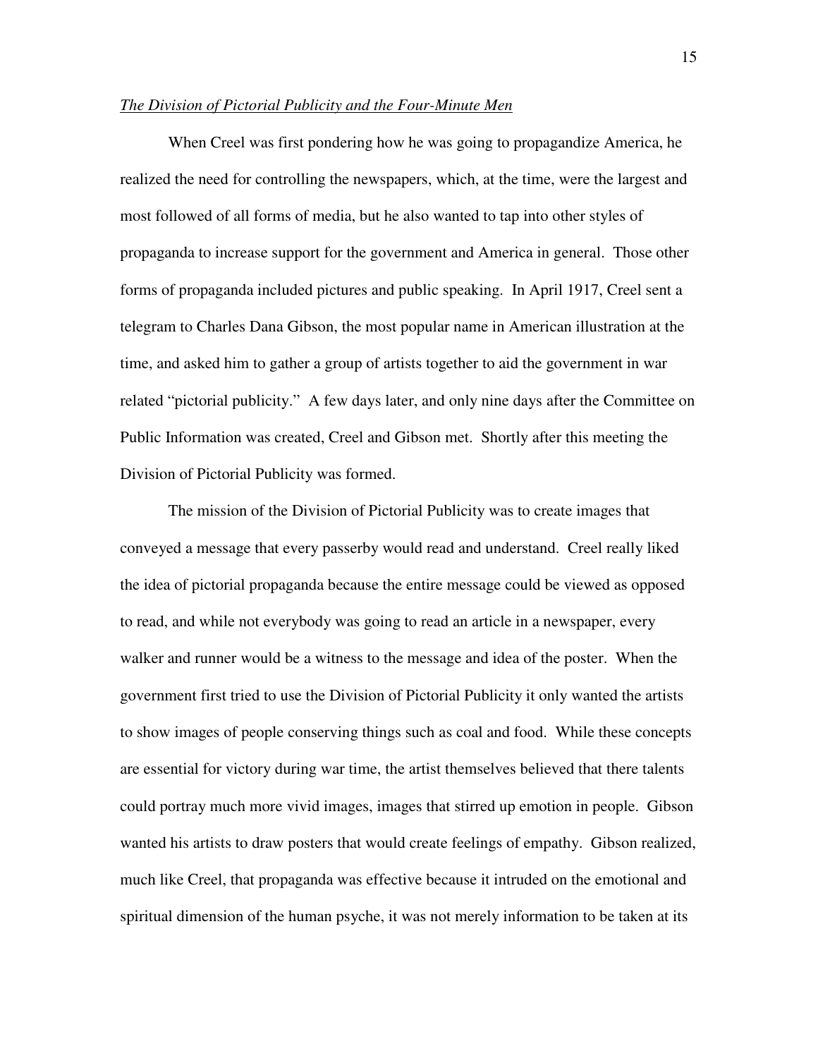*The Division of Pictorial Publicity and the Four-Minute Men*

When Creel was first pondering how he was going to propagandize America, he realized the need for controlling the newspapers, which, at the time, were the largest and most followed of all forms of media, but he also wanted to tap into other styles of propaganda to increase support for the government and America in general. Those other forms of propaganda included pictures and public speaking. In April 1917, Creel sent a telegram to Charles Dana Gibson, the most popular name in American illustration at the time, and asked him to gather a group of artists together to aid the government in war related "pictorial publicity." A few days later, and only nine days after the Committee on Public Information was created, Creel and Gibson met. Shortly after this meeting the Division of Pictorial Publicity was formed.

The mission of the Division of Pictorial Publicity was to create images that conveyed a message that every passerby would read and understand. Creel really liked the idea of pictorial propaganda because the entire message could be viewed as opposed to read, and while not everybody was going to read an article in a newspaper, every walker and runner would be a witness to the message and idea of the poster. When the government first tried to use the Division of Pictorial Publicity it only wanted the artists to show images of people conserving things such as coal and food. While these concepts are essential for victory during war time, the artist themselves believed that there talents could portray much more vivid images, images that stirred up emotion in people. Gibson wanted his artists to draw posters that would create feelings of empathy. Gibson realized, much like Creel, that propaganda was effective because it intruded on the emotional and spiritual dimension of the human psyche, it was not merely information to be taken at its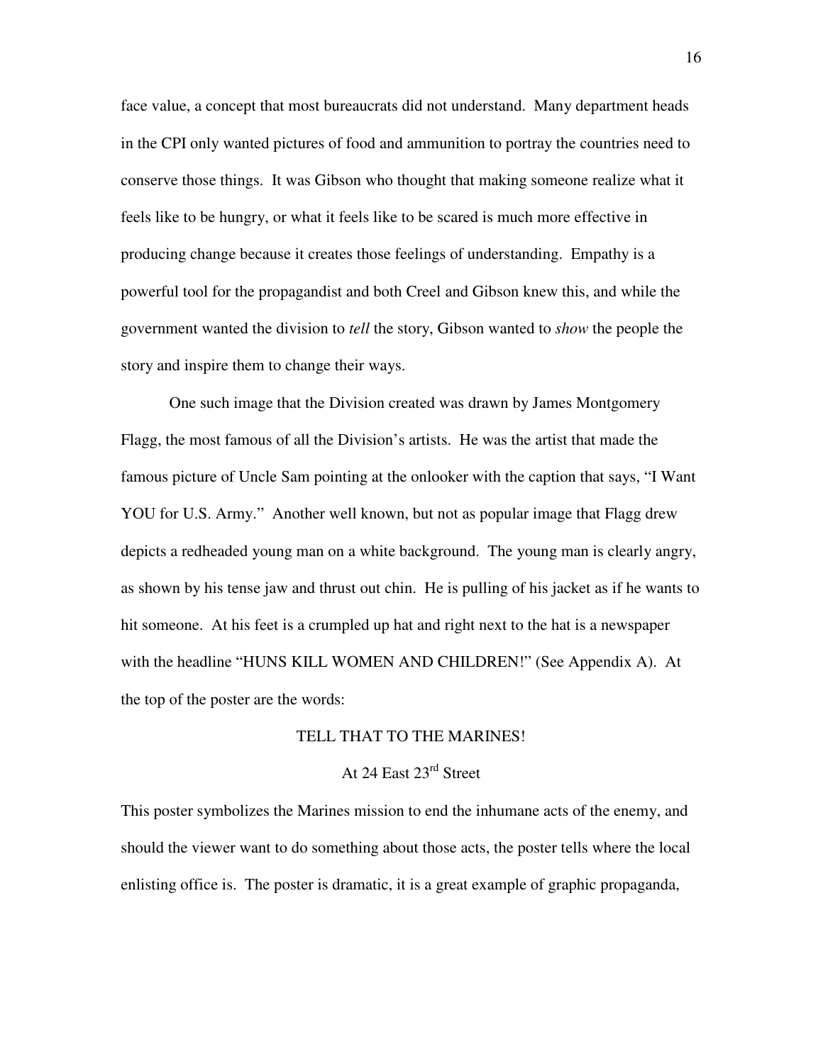face value, a concept that most bureaucrats did not understand. Many department heads in the CPI only wanted pictures of food and ammunition to portray the countries need to conserve those things. It was Gibson who thought that making someone realize what it feels like to be hungry, or what it feels like to be scared is much more effective in producing change because it creates those feelings of understanding. Empathy is a powerful tool for the propagandist and both Creel and Gibson knew this, and while the government wanted the division to *tell* the story, Gibson wanted to *show* the people the story and inspire them to change their ways.

One such image that the Division created was drawn by James Montgomery Flagg, the most famous of all the Division's artists. He was the artist that made the famous picture of Uncle Sam pointing at the onlooker with the caption that says, "I Want YOU for U.S. Army." Another well known, but not as popular image that Flagg drew depicts a redheaded young man on a white background. The young man is clearly angry, as shown by his tense jaw and thrust out chin. He is pulling of his jacket as if he wants to hit someone. At his feet is a crumpled up hat and right next to the hat is a newspaper with the headline "HUNS KILL WOMEN AND CHILDREN!" (See Appendix A). At the top of the poster are the words:

TELL THAT TO THE MARINES!

At 24 East 23rd Street

This poster symbolizes the Marines mission to end the inhumane acts of the enemy, and should the viewer want to do something about those acts, the poster tells where the local enlisting office is. The poster is dramatic, it is a great example of graphic propaganda,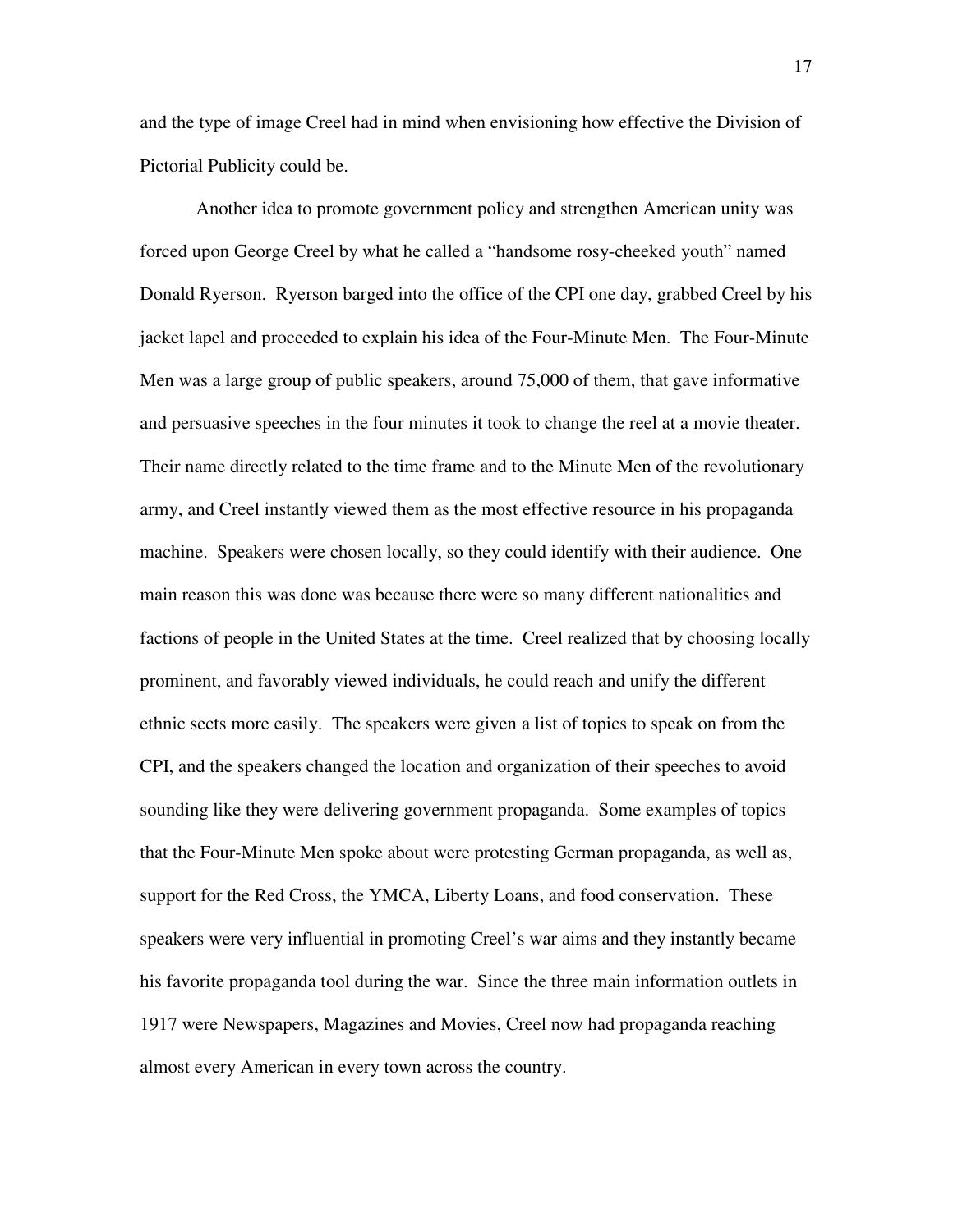and the type of image Creel had in mind when envisioning how effective the Division of Pictorial Publicity could be.

Another idea to promote government policy and strengthen American unity was forced upon George Creel by what he called a "handsome rosy-cheeked youth" named Donald Ryerson. Ryerson barged into the office of the CPI one day, grabbed Creel by his jacket lapel and proceeded to explain his idea of the Four-Minute Men. The Four-Minute Men was a large group of public speakers, around 75,000 of them, that gave informative and persuasive speeches in the four minutes it took to change the reel at a movie theater. Their name directly related to the time frame and to the Minute Men of the revolutionary army, and Creel instantly viewed them as the most effective resource in his propaganda machine. Speakers were chosen locally, so they could identify with their audience. One main reason this was done was because there were so many different nationalities and factions of people in the United States at the time. Creel realized that by choosing locally prominent, and favorably viewed individuals, he could reach and unify the different ethnic sects more easily. The speakers were given a list of topics to speak on from the CPI, and the speakers changed the location and organization of their speeches to avoid sounding like they were delivering government propaganda. Some examples of topics that the Four-Minute Men spoke about were protesting German propaganda, as well as, support for the Red Cross, the YMCA, Liberty Loans, and food conservation. These speakers were very influential in promoting Creel's war aims and they instantly became his favorite propaganda tool during the war. Since the three main information outlets in 1917 were Newspapers, Magazines and Movies, Creel now had propaganda reaching almost every American in every town across the country.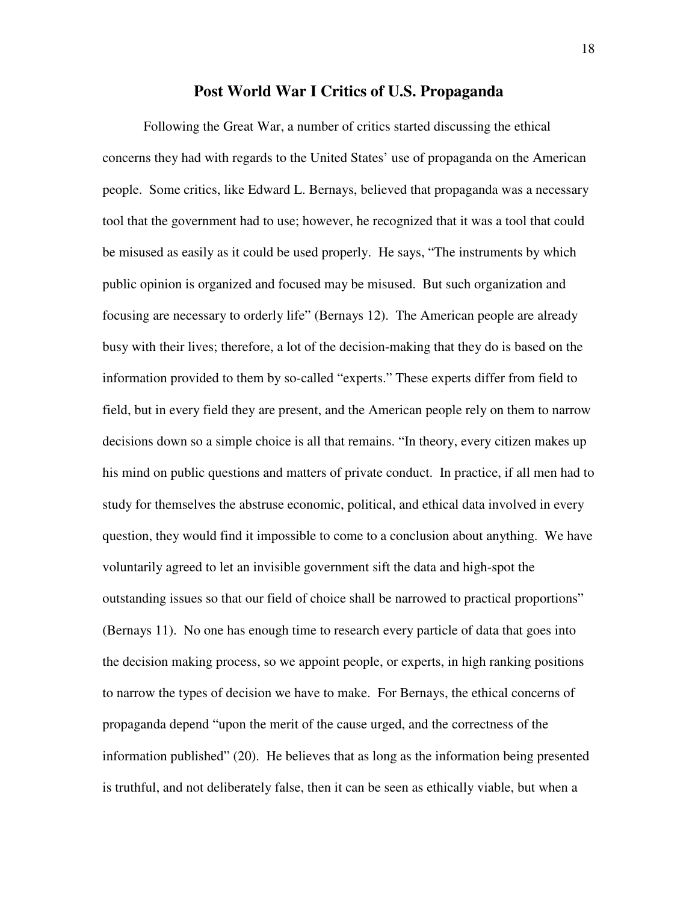## Post World War I Critics of U.S. Propaganda

Following the Great War, a number of critics started discussing the ethical concerns they had with regards to the United States' use of propaganda on the American people. Some critics, like Edward L. Bernays, believed that propaganda was a necessary tool that the government had to use; however, he recognized that it was a tool that could be misused as easily as it could be used properly. He says, "The instruments by which public opinion is organized and focused may be misused. But such organization and focusing are necessary to orderly life" (Bernays 12). The American people are already busy with their lives; therefore, a lot of the decision-making that they do is based on the information provided to them by so-called "experts." These experts differ from field to field, but in every field they are present, and the American people rely on them to narrow decisions down so a simple choice is all that remains. "In theory, every citizen makes up his mind on public questions and matters of private conduct. In practice, if all men had to study for themselves the abstruse economic, political, and ethical data involved in every question, they would find it impossible to come to a conclusion about anything. We have voluntarily agreed to let an invisible government sift the data and high-spot the outstanding issues so that our field of choice shall be narrowed to practical proportions" (Bernays 11). No one has enough time to research every particle of data that goes into the decision making process, so we appoint people, or experts, in high ranking positions to narrow the types of decision we have to make. For Bernays, the ethical concerns of propaganda depend "upon the merit of the cause urged, and the correctness of the information published" (20). He believes that as long as the information being presented is truthful, and not deliberately false, then it can be seen as ethically viable, but when a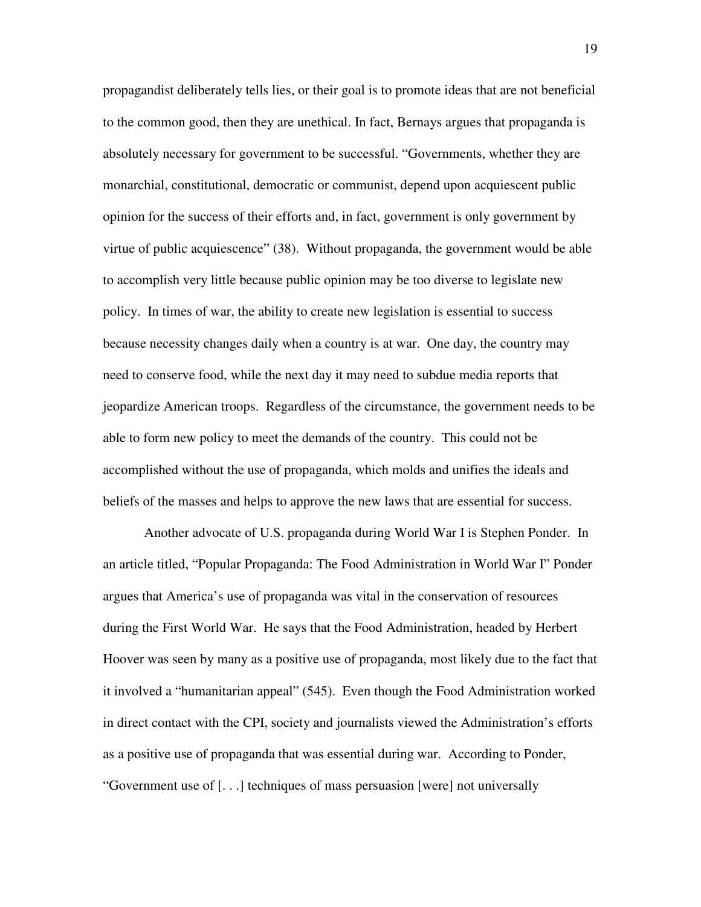propagandist deliberately tells lies, or their goal is to promote ideas that are not beneficial to the common good, then they are unethical. In fact, Bernays argues that propaganda is absolutely necessary for government to be successful. "Governments, whether they are monarchial, constitutional, democratic or communist, depend upon acquiescent public opinion for the success of their efforts and, in fact, government is only government by virtue of public acquiescence" (38). Without propaganda, the government would be able to accomplish very little because public opinion may be too diverse to legislate new policy. In times of war, the ability to create new legislation is essential to success because necessity changes daily when a country is at war. One day, the country may need to conserve food, while the next day it may need to subdue media reports that jeopardize American troops. Regardless of the circumstance, the government needs to be able to form new policy to meet the demands of the country. This could not be accomplished without the use of propaganda, which molds and unifies the ideals and beliefs of the masses and helps to approve the new laws that are essential for success.

Another advocate of U.S. propaganda during World War I is Stephen Ponder. In an article titled, "Popular Propaganda: The Food Administration in World War I" Ponder argues that America's use of propaganda was vital in the conservation of resources during the First World War. He says that the Food Administration, headed by Herbert Hoover was seen by many as a positive use of propaganda, most likely due to the fact that it involved a "humanitarian appeal" (545). Even though the Food Administration worked in direct contact with the CPI, society and journalists viewed the Administration's efforts as a positive use of propaganda that was essential during war. According to Ponder, "Government use of [. . .] techniques of mass persuasion [were] not universally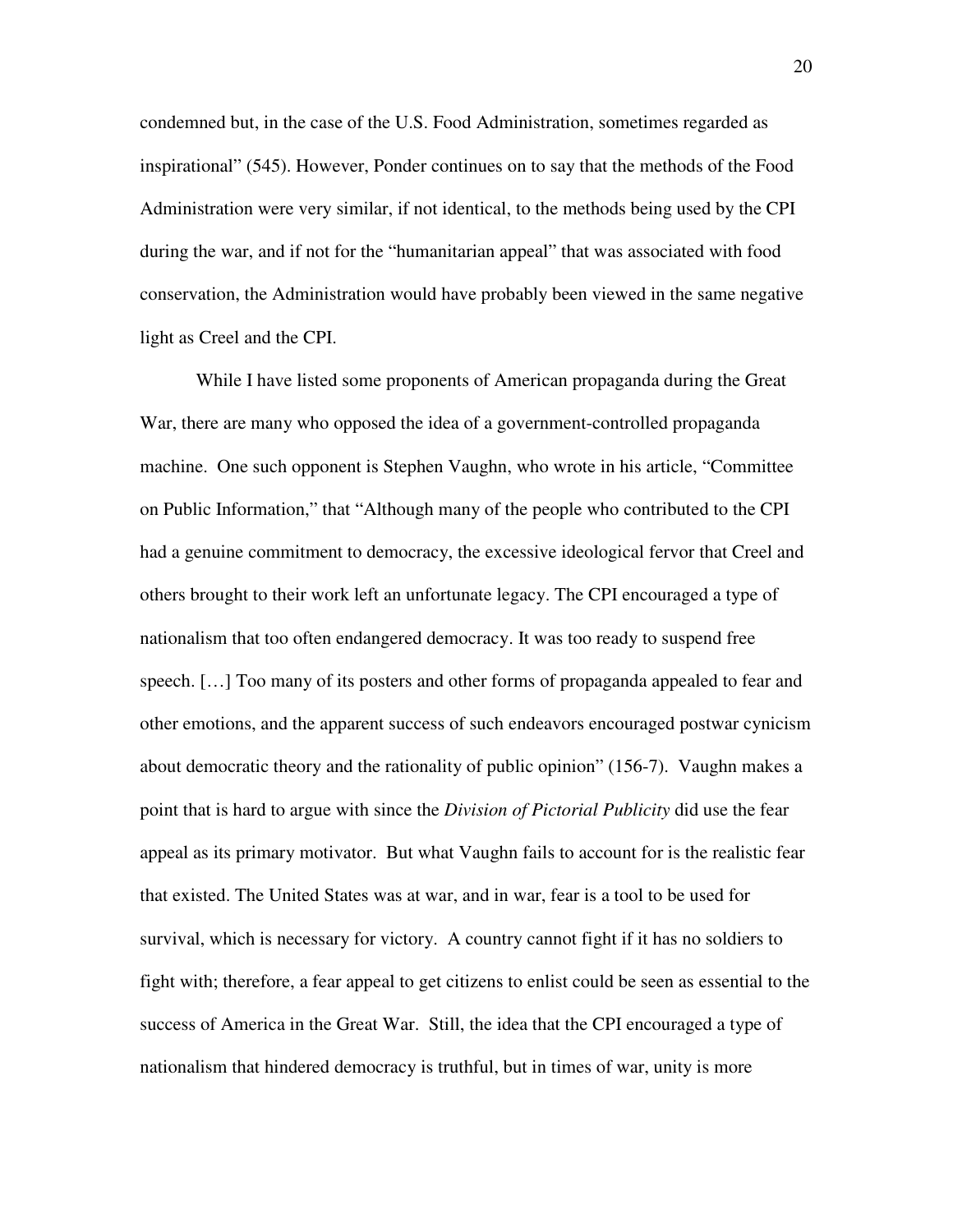condemned but, in the case of the U.S. Food Administration, sometimes regarded as inspirational" (545). However, Ponder continues on to say that the methods of the Food Administration were very similar, if not identical, to the methods being used by the CPI during the war, and if not for the "humanitarian appeal" that was associated with food conservation, the Administration would have probably been viewed in the same negative light as Creel and the CPI.

While I have listed some proponents of American propaganda during the Great War, there are many who opposed the idea of a government-controlled propaganda machine. One such opponent is Stephen Vaughn, who wrote in his article, "Committee on Public Information," that "Although many of the people who contributed to the CPI had a genuine commitment to democracy, the excessive ideological fervor that Creel and others brought to their work left an unfortunate legacy. The CPI encouraged a type of nationalism that too often endangered democracy. It was too ready to suspend free speech. […] Too many of its posters and other forms of propaganda appealed to fear and other emotions, and the apparent success of such endeavors encouraged postwar cynicism about democratic theory and the rationality of public opinion" (156-7). Vaughn makes a point that is hard to argue with since the *Division of Pictorial Publicity* did use the fear appeal as its primary motivator. But what Vaughn fails to account for is the realistic fear that existed. The United States was at war, and in war, fear is a tool to be used for survival, which is necessary for victory. A country cannot fight if it has no soldiers to fight with; therefore, a fear appeal to get citizens to enlist could be seen as essential to the success of America in the Great War. Still, the idea that the CPI encouraged a type of nationalism that hindered democracy is truthful, but in times of war, unity is more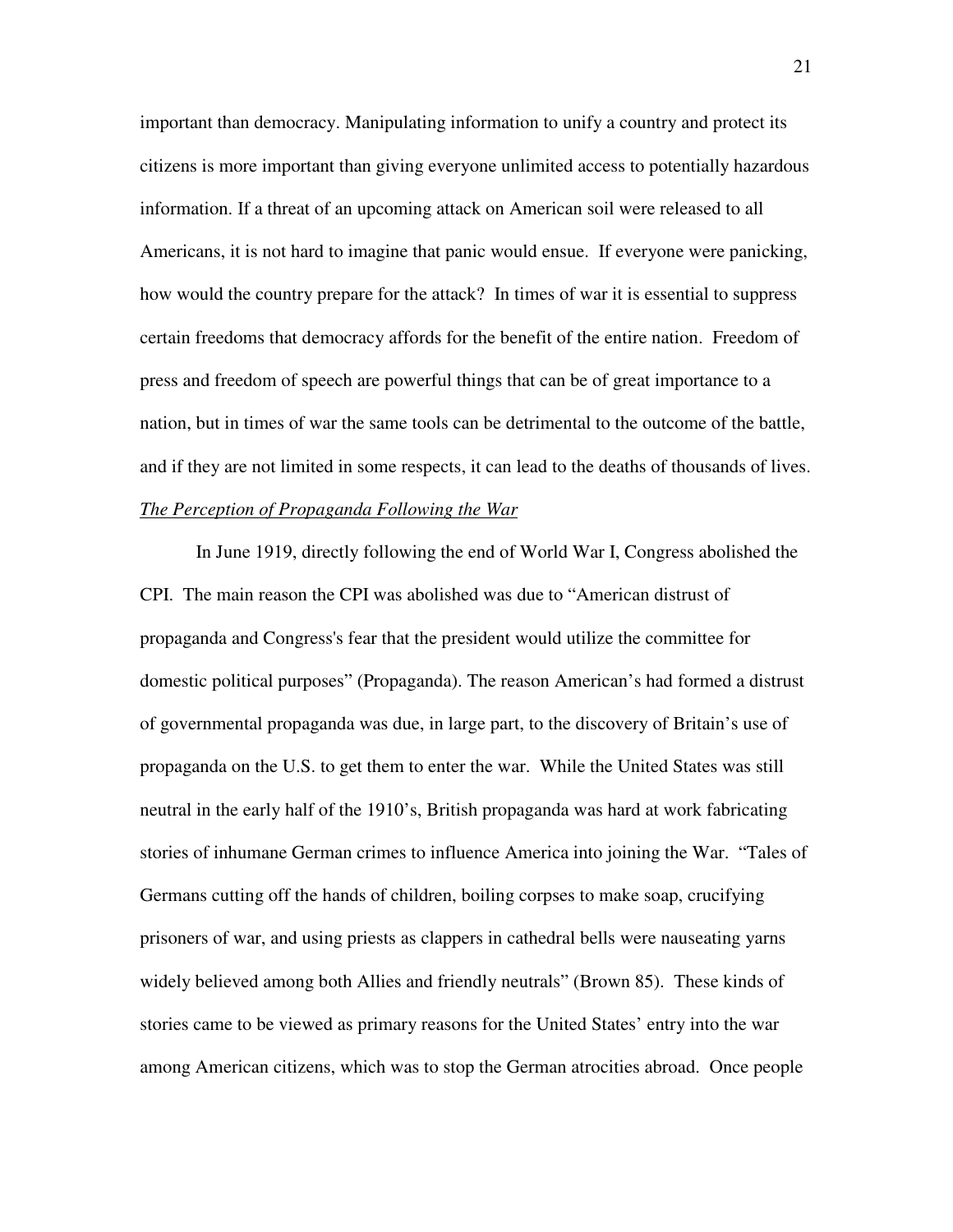important than democracy. Manipulating information to unify a country and protect its citizens is more important than giving everyone unlimited access to potentially hazardous information. If a threat of an upcoming attack on American soil were released to all Americans, it is not hard to imagine that panic would ensue. If everyone were panicking, how would the country prepare for the attack? In times of war it is essential to suppress certain freedoms that democracy affords for the benefit of the entire nation. Freedom of press and freedom of speech are powerful things that can be of great importance to a nation, but in times of war the same tools can be detrimental to the outcome of the battle, and if they are not limited in some respects, it can lead to the deaths of thousands of lives.

### *The Perception of Propaganda Following the War*

In June 1919, directly following the end of World War I, Congress abolished the CPI. The main reason the CPI was abolished was due to "American distrust of propaganda and Congress's fear that the president would utilize the committee for domestic political purposes" (Propaganda). The reason American's had formed a distrust of governmental propaganda was due, in large part, to the discovery of Britain's use of propaganda on the U.S. to get them to enter the war. While the United States was still neutral in the early half of the 1910's, British propaganda was hard at work fabricating stories of inhumane German crimes to influence America into joining the War. "Tales of Germans cutting off the hands of children, boiling corpses to make soap, crucifying prisoners of war, and using priests as clappers in cathedral bells were nauseating yarns widely believed among both Allies and friendly neutrals" (Brown 85). These kinds of stories came to be viewed as primary reasons for the United States' entry into the war among American citizens, which was to stop the German atrocities abroad. Once people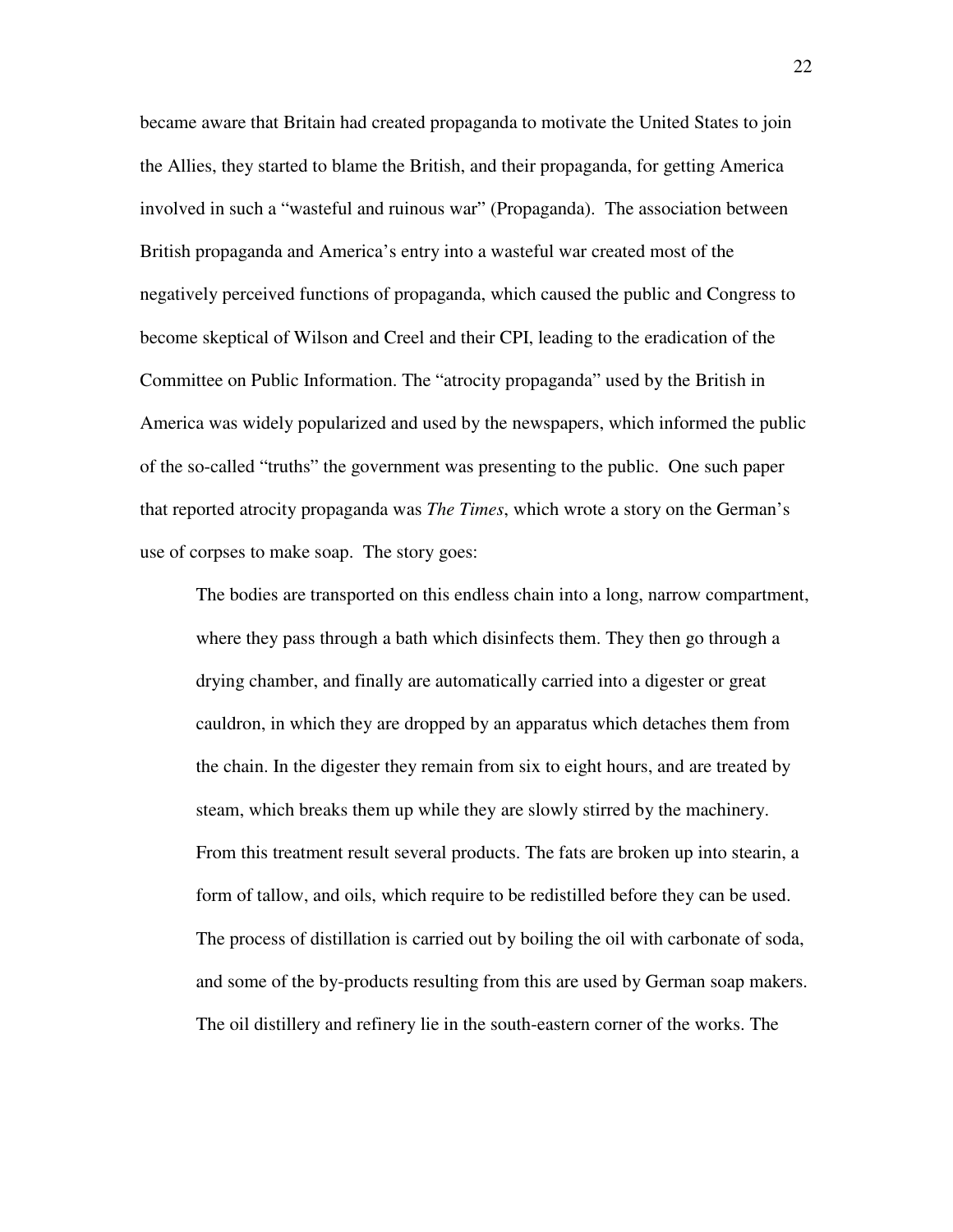became aware that Britain had created propaganda to motivate the United States to join the Allies, they started to blame the British, and their propaganda, for getting America involved in such a "wasteful and ruinous war" (Propaganda). The association between British propaganda and America's entry into a wasteful war created most of the negatively perceived functions of propaganda, which caused the public and Congress to become skeptical of Wilson and Creel and their CPI, leading to the eradication of the Committee on Public Information. The "atrocity propaganda" used by the British in America was widely popularized and used by the newspapers, which informed the public of the so-called "truths" the government was presenting to the public. One such paper that reported atrocity propaganda was *The Times*, which wrote a story on the German's use of corpses to make soap. The story goes:

> The bodies are transported on this endless chain into a long, narrow compartment, where they pass through a bath which disinfects them. They then go through a drying chamber, and finally are automatically carried into a digester or great cauldron, in which they are dropped by an apparatus which detaches them from the chain. In the digester they remain from six to eight hours, and are treated by steam, which breaks them up while they are slowly stirred by the machinery. From this treatment result several products. The fats are broken up into stearin, a form of tallow, and oils, which require to be redistilled before they can be used. The process of distillation is carried out by boiling the oil with carbonate of soda, and some of the by-products resulting from this are used by German soap makers. The oil distillery and refinery lie in the south-eastern corner of the works. The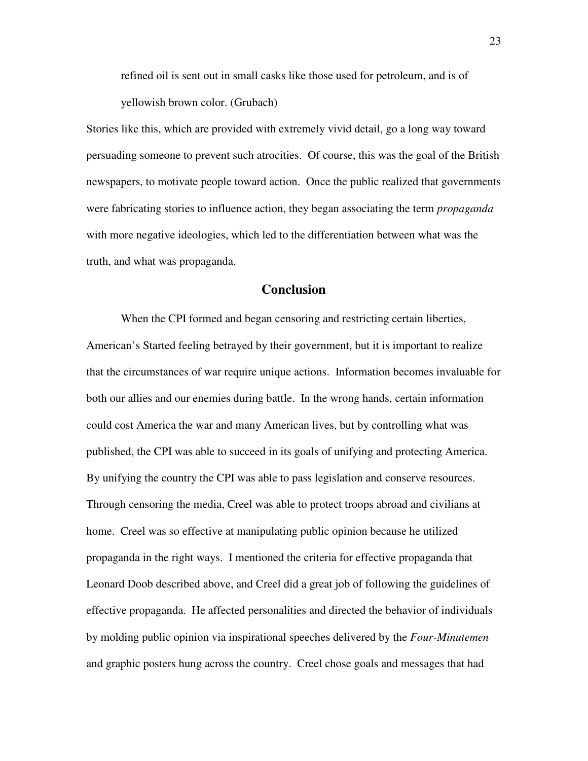> refined oil is sent out in small casks like those used for petroleum, and is of yellowish brown color. (Grubach)

Stories like this, which are provided with extremely vivid detail, go a long way toward persuading someone to prevent such atrocities. Of course, this was the goal of the British newspapers, to motivate people toward action. Once the public realized that governments were fabricating stories to influence action, they began associating the term *propaganda* with more negative ideologies, which led to the differentiation between what was the truth, and what was propaganda.

## Conclusion

When the CPI formed and began censoring and restricting certain liberties, American's Started feeling betrayed by their government, but it is important to realize that the circumstances of war require unique actions. Information becomes invaluable for both our allies and our enemies during battle. In the wrong hands, certain information could cost America the war and many American lives, but by controlling what was published, the CPI was able to succeed in its goals of unifying and protecting America. By unifying the country the CPI was able to pass legislation and conserve resources. Through censoring the media, Creel was able to protect troops abroad and civilians at home. Creel was so effective at manipulating public opinion because he utilized propaganda in the right ways. I mentioned the criteria for effective propaganda that Leonard Doob described above, and Creel did a great job of following the guidelines of effective propaganda. He affected personalities and directed the behavior of individuals by molding public opinion via inspirational speeches delivered by the *Four-Minutemen* and graphic posters hung across the country. Creel chose goals and messages that had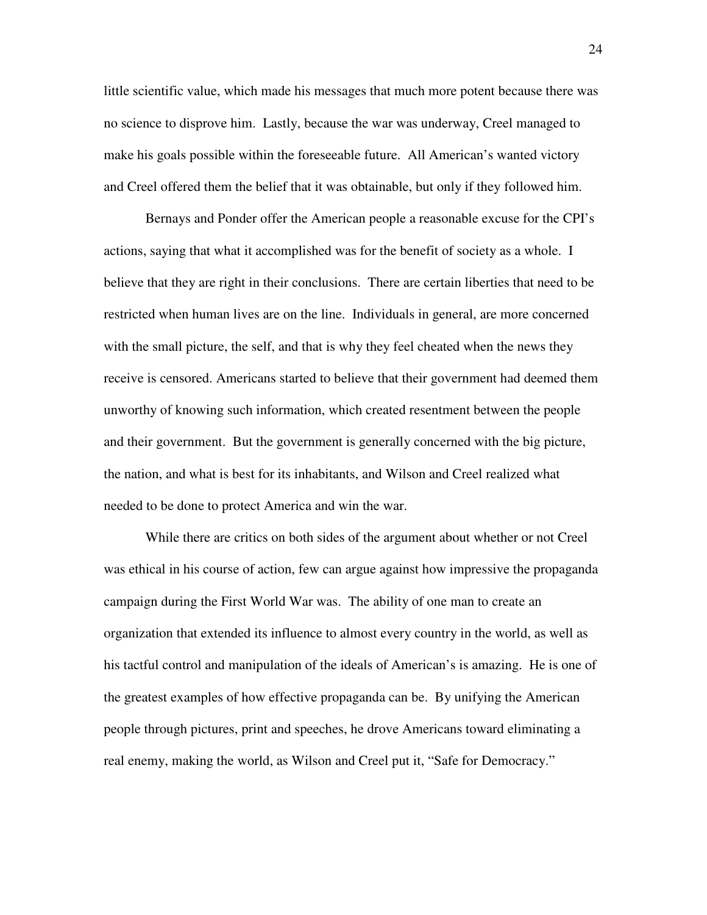little scientific value, which made his messages that much more potent because there was no science to disprove him. Lastly, because the war was underway, Creel managed to make his goals possible within the foreseeable future. All American's wanted victory and Creel offered them the belief that it was obtainable, but only if they followed him.

Bernays and Ponder offer the American people a reasonable excuse for the CPI's actions, saying that what it accomplished was for the benefit of society as a whole. I believe that they are right in their conclusions. There are certain liberties that need to be restricted when human lives are on the line. Individuals in general, are more concerned with the small picture, the self, and that is why they feel cheated when the news they receive is censored. Americans started to believe that their government had deemed them unworthy of knowing such information, which created resentment between the people and their government. But the government is generally concerned with the big picture, the nation, and what is best for its inhabitants, and Wilson and Creel realized what needed to be done to protect America and win the war.

While there are critics on both sides of the argument about whether or not Creel was ethical in his course of action, few can argue against how impressive the propaganda campaign during the First World War was. The ability of one man to create an organization that extended its influence to almost every country in the world, as well as his tactful control and manipulation of the ideals of American's is amazing. He is one of the greatest examples of how effective propaganda can be. By unifying the American people through pictures, print and speeches, he drove Americans toward eliminating a real enemy, making the world, as Wilson and Creel put it, "Safe for Democracy."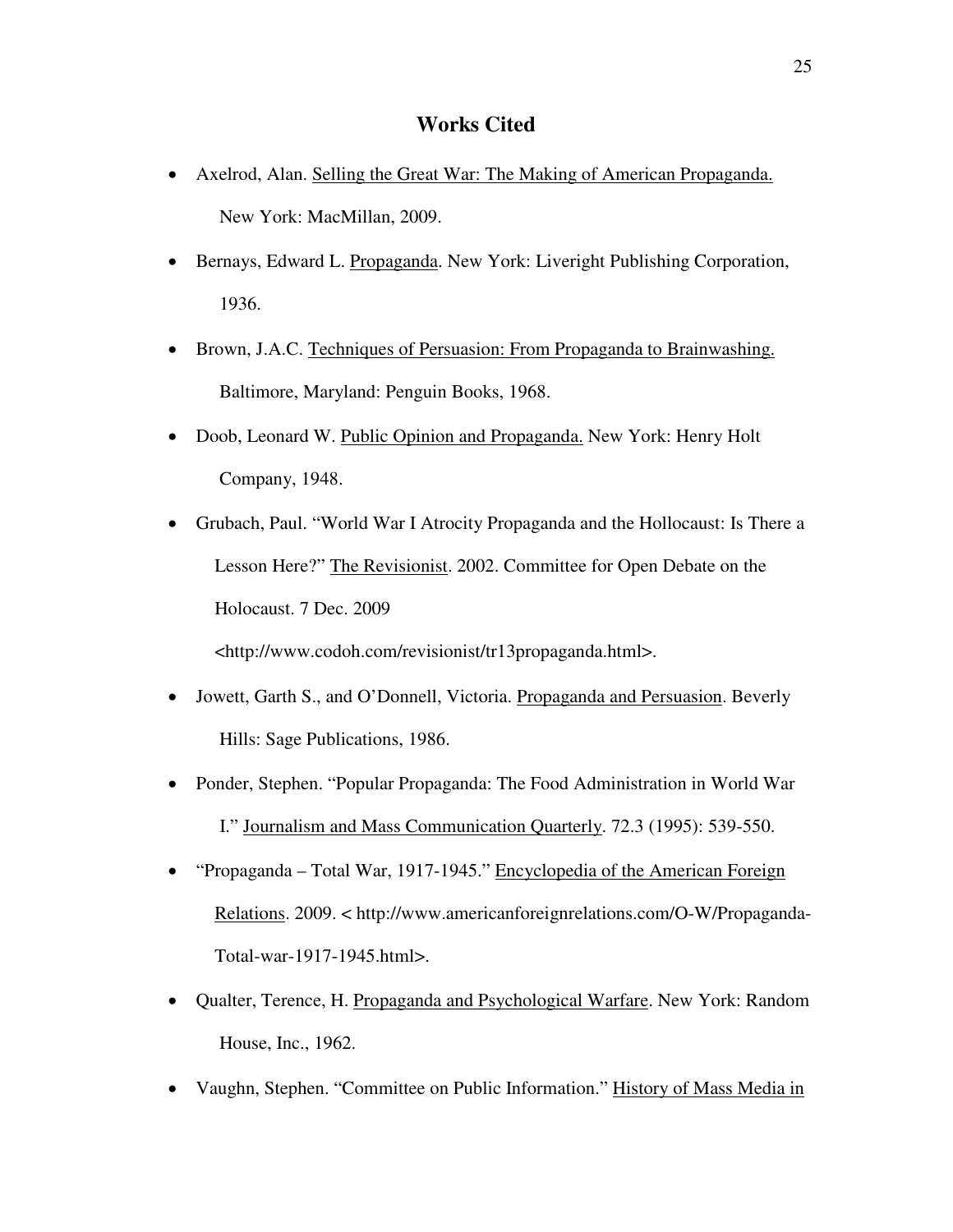# Works Cited

- Axelrod, Alan. Selling the Great War: The Making of American Propaganda. New York: MacMillan, 2009.
- Bernays, Edward L. Propaganda. New York: Liveright Publishing Corporation, 1936.
- Brown, J.A.C. Techniques of Persuasion: From Propaganda to Brainwashing. Baltimore, Maryland: Penguin Books, 1968.
- Doob, Leonard W. Public Opinion and Propaganda. New York: Henry Holt Company, 1948.
- Grubach, Paul. "World War I Atrocity Propaganda and the Hollocaust: Is There a Lesson Here?" The Revisionist. 2002. Committee for Open Debate on the Holocaust. 7 Dec. 2009 <http://www.codoh.com/revisionist/tr13propaganda.html>.
- Jowett, Garth S., and O'Donnell, Victoria. Propaganda and Persuasion. Beverly Hills: Sage Publications, 1986.
- Ponder, Stephen. "Popular Propaganda: The Food Administration in World War I." Journalism and Mass Communication Quarterly. 72.3 (1995): 539-550.
- "Propaganda – Total War, 1917-1945." Encyclopedia of the American Foreign Relations. 2009. < http://www.americanforeignrelations.com/O-W/Propaganda-Total-war-1917-1945.html>.
- Qualter, Terence, H. Propaganda and Psychological Warfare. New York: Random House, Inc., 1962.
- Vaughn, Stephen. "Committee on Public Information." History of Mass Media in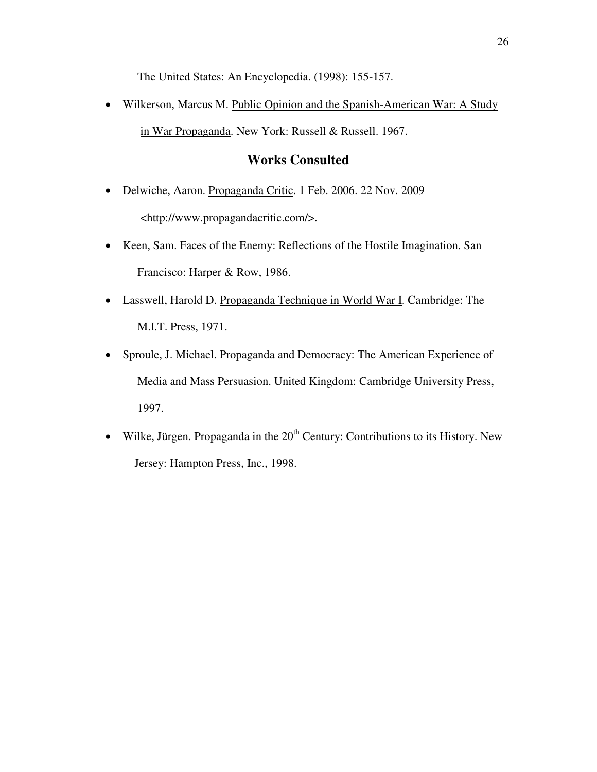The United States: An Encyclopedia. (1998): 155-157.

- Wilkerson, Marcus M. Public Opinion and the Spanish-American War: A Study in War Propaganda. New York: Russell & Russell. 1967.

## Works Consulted

- Delwiche, Aaron. Propaganda Critic. 1 Feb. 2006. 22 Nov. 2009 <http://www.propagandacritic.com/>.
- Keen, Sam. Faces of the Enemy: Reflections of the Hostile Imagination. San Francisco: Harper & Row, 1986.
- Lasswell, Harold D. Propaganda Technique in World War I. Cambridge: The M.I.T. Press, 1971.
- Sproule, J. Michael. Propaganda and Democracy: The American Experience of Media and Mass Persuasion. United Kingdom: Cambridge University Press, 1997.
- Wilke, Jürgen. Propaganda in the 20th Century: Contributions to its History. New Jersey: Hampton Press, Inc., 1998.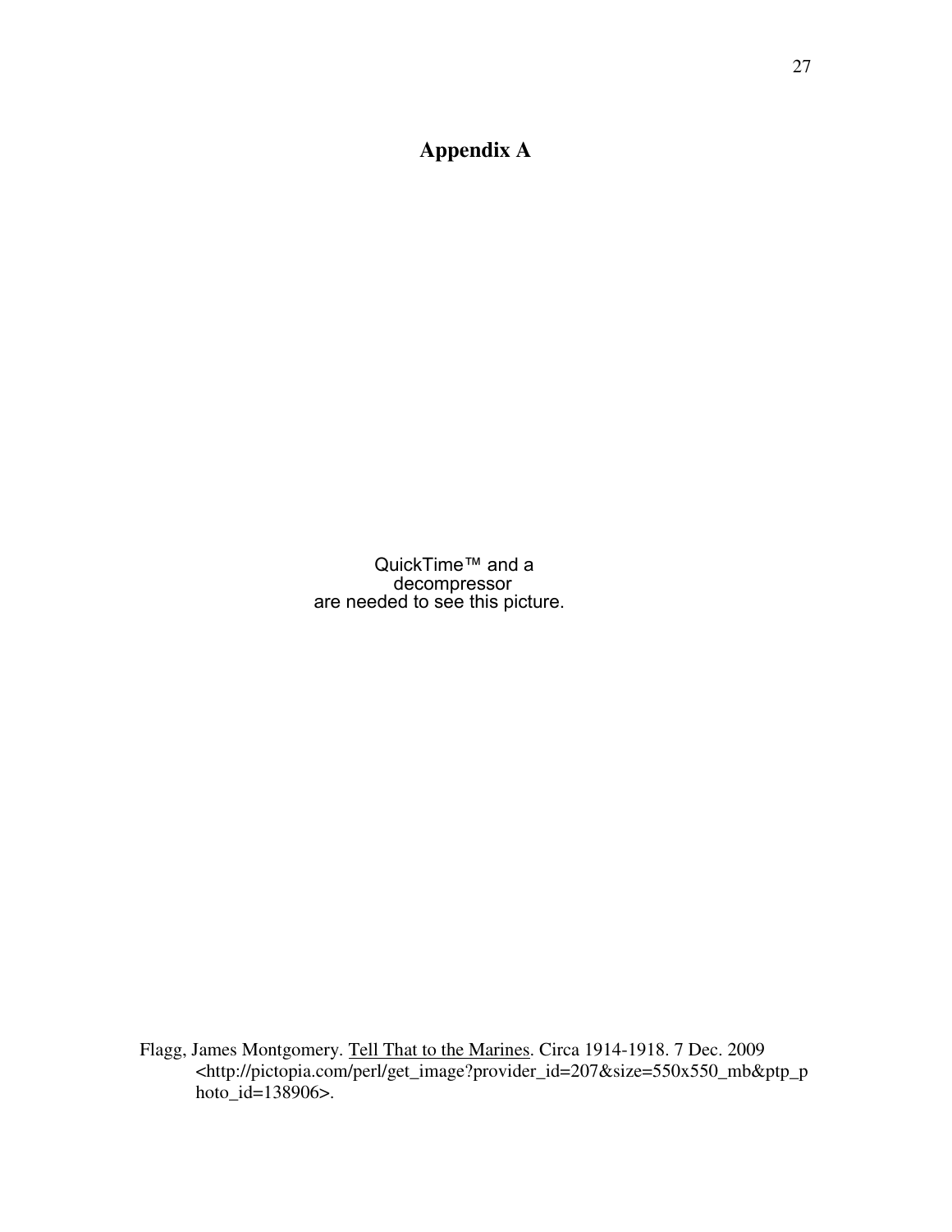# Appendix A

QuickTime™ and a
decompressor
are needed to see this picture.

Flagg, James Montgomery. Tell That to the Marines. Circa 1914-1918. 7 Dec. 2009 <http://pictopia.com/perl/get_image?provider_id=207&size=550x550_mb&ptp_photo_id=138906>.